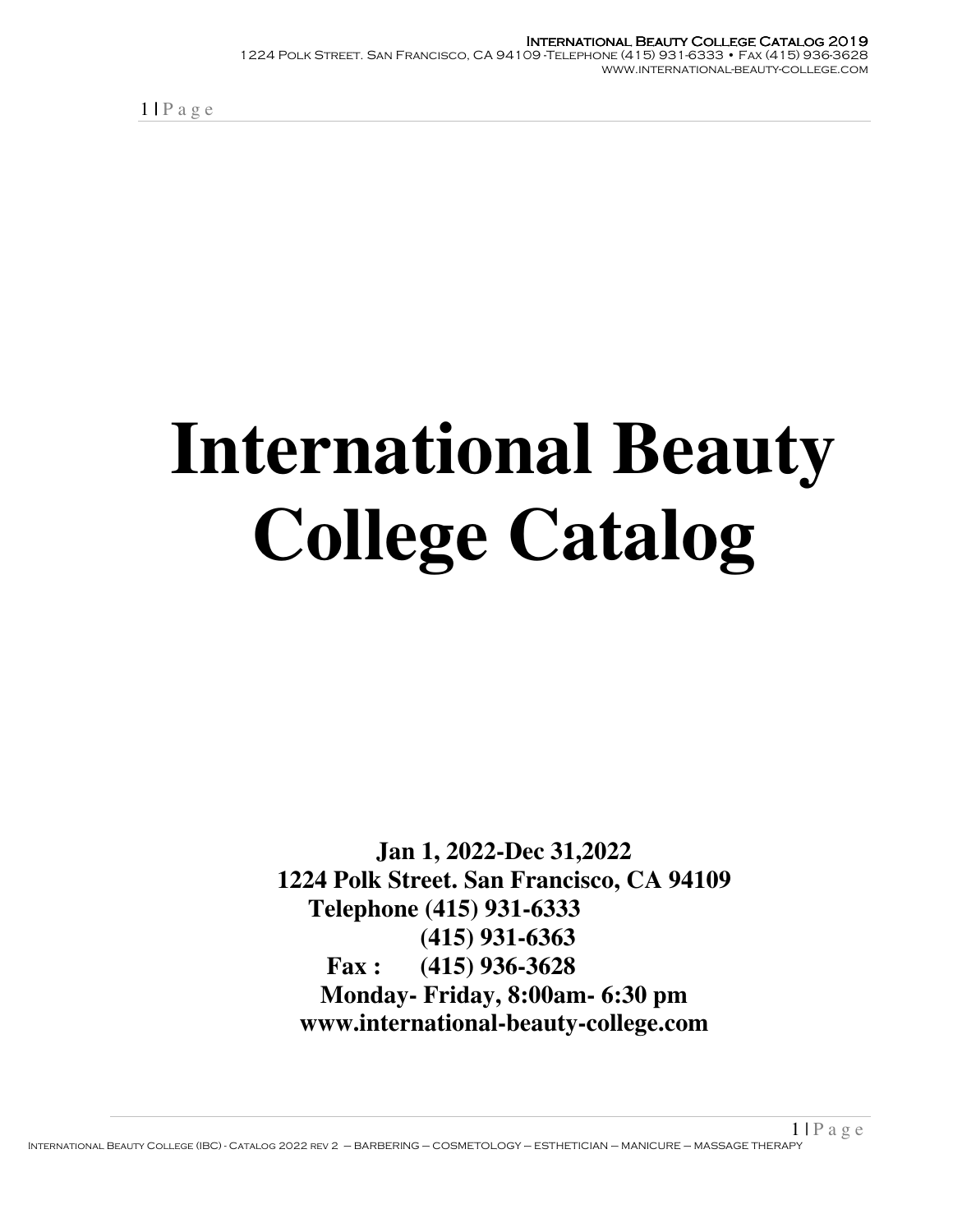# International Beauty College Catalog

**Jan 1, 2022-Dec 31,2022**
**1224 Polk Street. San Francisco, CA 94109**
**Telephone (415) 931-6333**
**(415) 931-6363**
**Fax : (415) 936-3628**
**Monday- Friday, 8:00am- 6:30 pm**
**www.international-beauty-college.com**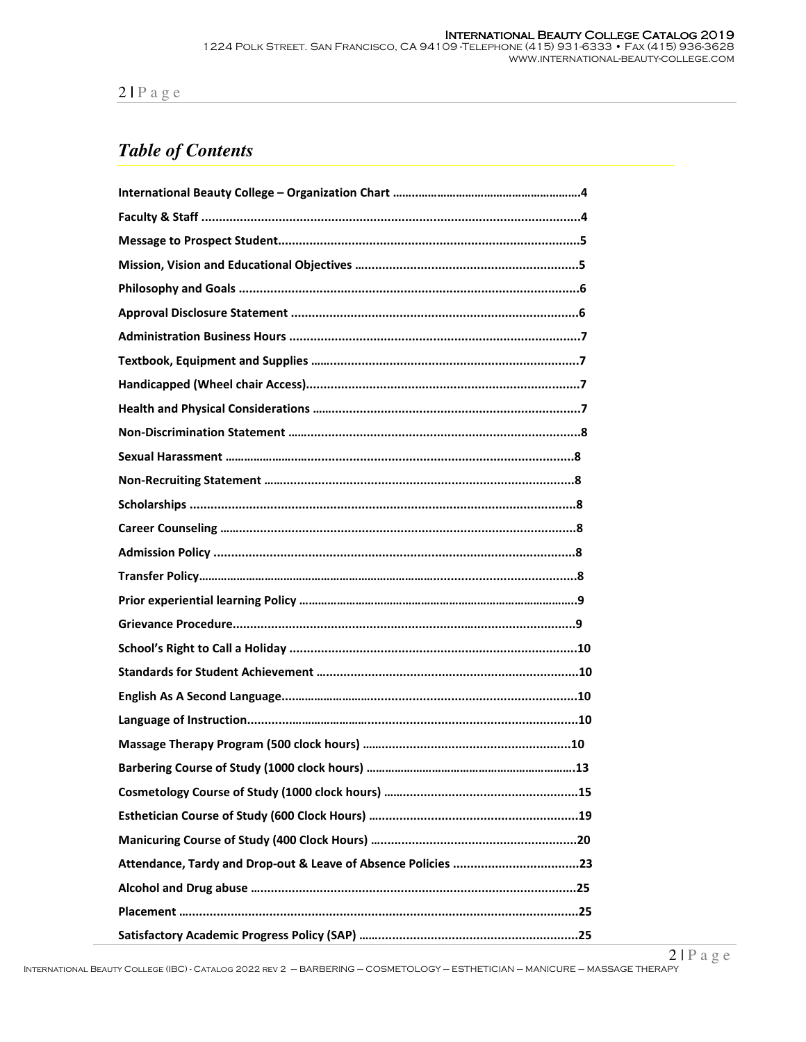## *Table of Contents*

**International Beauty College – Organization Chart ……………………………………………………4**

**Faculty & Staff ……………………………………………………………………………………………4**

**Message to Prospect Student……………………………………………………………………………5**

**Mission, Vision and Educational Objectives …………………………………………………………5**

**Philosophy and Goals ……………………………………………………………………………………6**

**Approval Disclosure Statement …………………………………………………………………………6**

**Administration Business Hours …………………………………………………………………………7**

**Textbook, Equipment and Supplies ……………………………………………………………………7**

**Handicapped (Wheel chair Access)……………………………………………………………………7**

**Health and Physical Considerations ……………………………………………………………………7**

**Non-Discrimination Statement …………………………………………………………………………8**

**Sexual Harassment ………………………………………………………………………………………8**

**Non-Recruiting Statement ………………………………………………………………………………8**

**Scholarships ………………………………………………………………………………………………8**

**Career Counseling …………………………………………………………………………………………8**

**Admission Policy …………………………………………………………………………………………8**

**Transfer Policy……………………………………………………………………………………………8**

**Prior experiential learning Policy ………………………………………………………………………9**

**Grievance Procedure………………………………………………………………………………………9**

**School's Right to Call a Holiday …………………………………………………………………………10**

**Standards for Student Achievement ……………………………………………………………………10**

**English As A Second Language……………………………………………………………………………10**

**Language of Instruction……………………………………………………………………………………10**

**Massage Therapy Program (500 clock hours) ……………………………………………………………10**

**Barbering Course of Study (1000 clock hours) …………………………………………………………13**

**Cosmetology Course of Study (1000 clock hours) ………………………………………………………15**

**Esthetician Course of Study (600 Clock Hours) …………………………………………………………19**

**Manicuring Course of Study (400 Clock Hours) …………………………………………………………20**

**Attendance, Tardy and Drop-out & Leave of Absence Policies …………………………………23**

**Alcohol and Drug abuse ……………………………………………………………………………………25**

**Placement ……………………………………………………………………………………………………25**

**Satisfactory Academic Progress Policy (SAP) ……………………………………………………………25**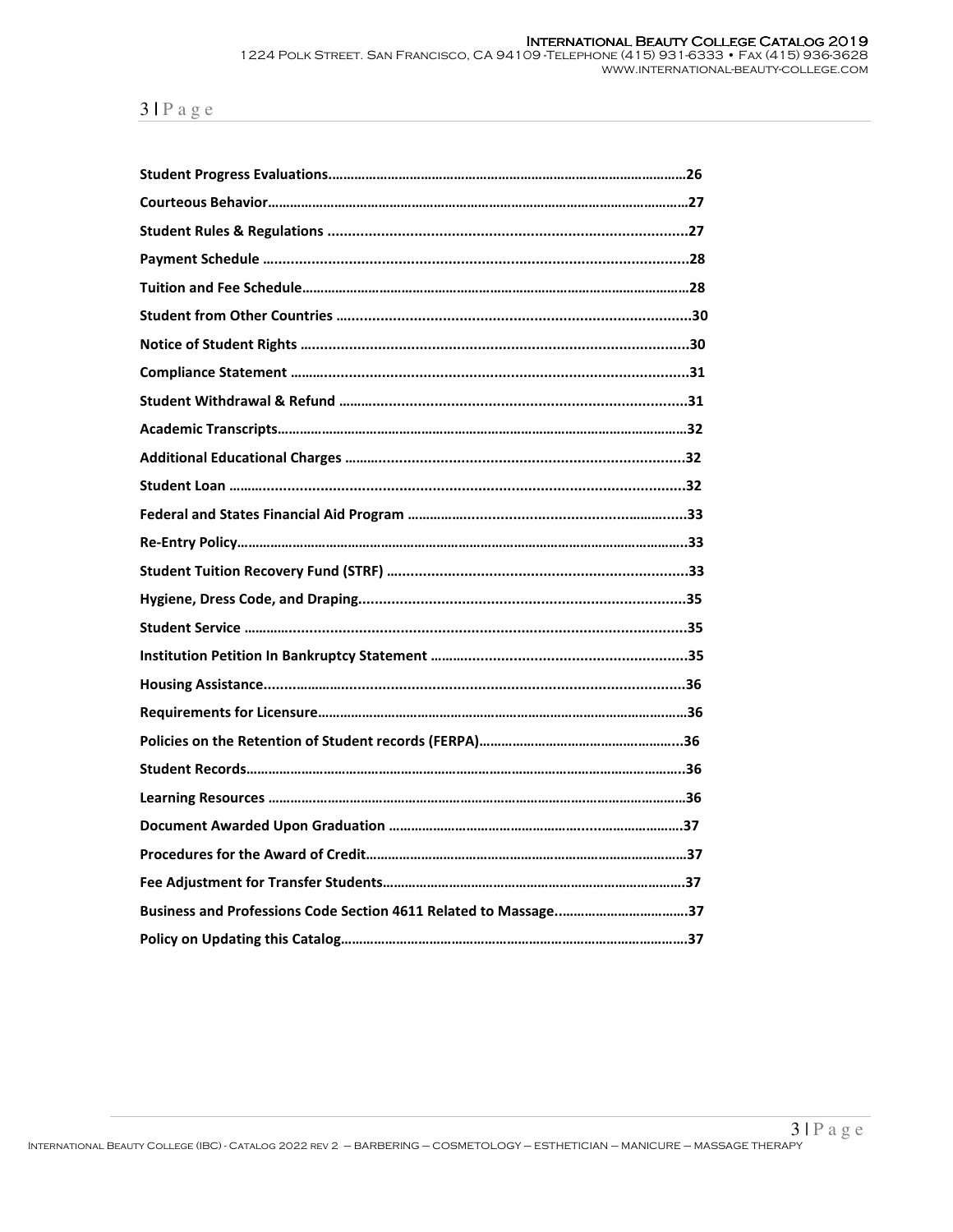**Student Progress Evaluations**……………………………………………………………………………………26

**Courteous Behavior**……………………………………………………………………………………………27

**Student Rules & Regulations** ........................................................................................27

**Payment Schedule** ……………………………………………………………………………………….28

**Tuition and Fee Schedule**……………………………………………………………………………………28

**Student from Other Countries** ……………………………………………………………………………30

**Notice of Student Rights** …………………………………………………………………………………30

**Compliance Statement** ……………………………………………………………………………………31

**Student Withdrawal & Refund** ……………………………………………………………………………31

**Academic Transcripts**………………………………………………………………………………………32

**Additional Educational Charges** ……………………………………………………………………………32

**Student Loan** ……………………………………………………………………………………………32

**Federal and States Financial Aid Program** …………………………………………………………33

**Re-Entry Policy**…………………………………………………………………………………………33

**Student Tuition Recovery Fund (STRF)** …………………………………………………………………33

**Hygiene, Dress Code, and Draping**……………………………………………………………………35

**Student Service** ……………………………………………………………………………………………35

**Institution Petition In Bankruptcy Statement** …………………………………………………………35

**Housing Assistance**……………………………………………………………………………………36

**Requirements for Licensure**……………………………………………………………………………36

**Policies on the Retention of Student records (FERPA)**………………………………………………..36

**Student Records**…………………………………………………………………………………………..36

**Learning Resources** ………………………………………………………………………………………36

**Document Awarded Upon Graduation** ……………………………………………………………………37

**Procedures for the Award of Credit**……………………………………………………………………37

**Fee Adjustment for Transfer Students**…………………………………………………………………37

**Business and Professions Code Section 4611 Related to Massage**……………………………….37

**Policy on Updating this Catalog**……………………………………………………………………………37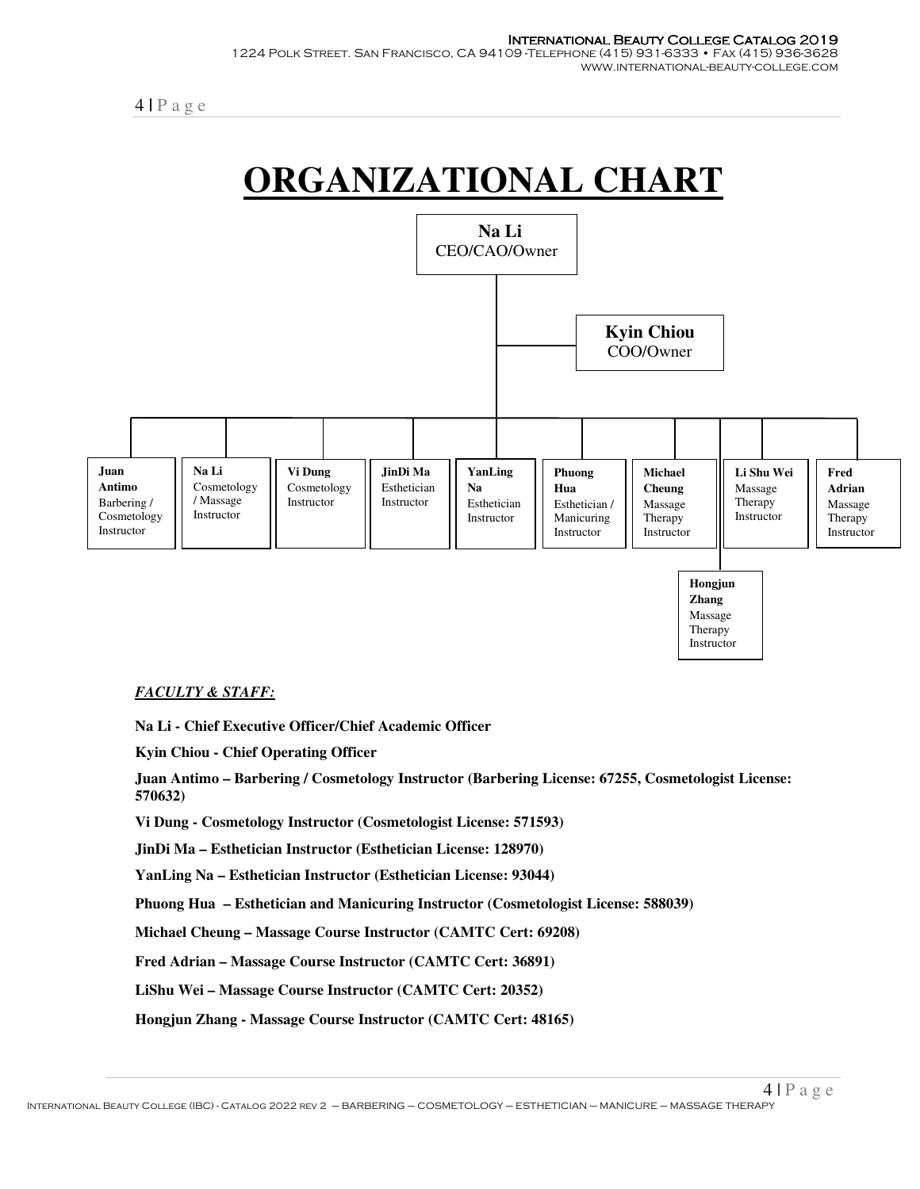# ORGANIZATIONAL CHART

**Na Li**
CEO/CAO/Owner

**Kyin Chiou**
COO/Owner

- **Juan Antimo** Barbering / Cosmetology Instructor
- **Na Li** Cosmetology / Massage Instructor
- **Vi Dung** Cosmetology Instructor
- **JinDi Ma** Esthetician Instructor
- **YanLing Na** Esthetician Instructor
- **Phuong Hua** Esthetician / Manicuring Instructor
- **Michael Cheung** Massage Therapy Instructor
- **Li Shu Wei** Massage Therapy Instructor
- **Fred Adrian** Massage Therapy Instructor
- **Hongjun Zhang** Massage Therapy Instructor

***FACULTY & STAFF:***

**Na Li - Chief Executive Officer/Chief Academic Officer**

**Kyin Chiou - Chief Operating Officer**

**Juan Antimo – Barbering / Cosmetology Instructor (Barbering License: 67255, Cosmetologist License: 570632)**

**Vi Dung - Cosmetology Instructor (Cosmetologist License: 571593)**

**JinDi Ma – Esthetician Instructor (Esthetician License: 128970)**

**YanLing Na – Esthetician Instructor (Esthetician License: 93044)**

**Phuong Hua – Esthetician and Manicuring Instructor (Cosmetologist License: 588039)**

**Michael Cheung – Massage Course Instructor (CAMTC Cert: 69208)**

**Fred Adrian – Massage Course Instructor (CAMTC Cert: 36891)**

**LiShu Wei – Massage Course Instructor (CAMTC Cert: 20352)**

**Hongjun Zhang - Massage Course Instructor (CAMTC Cert: 48165)**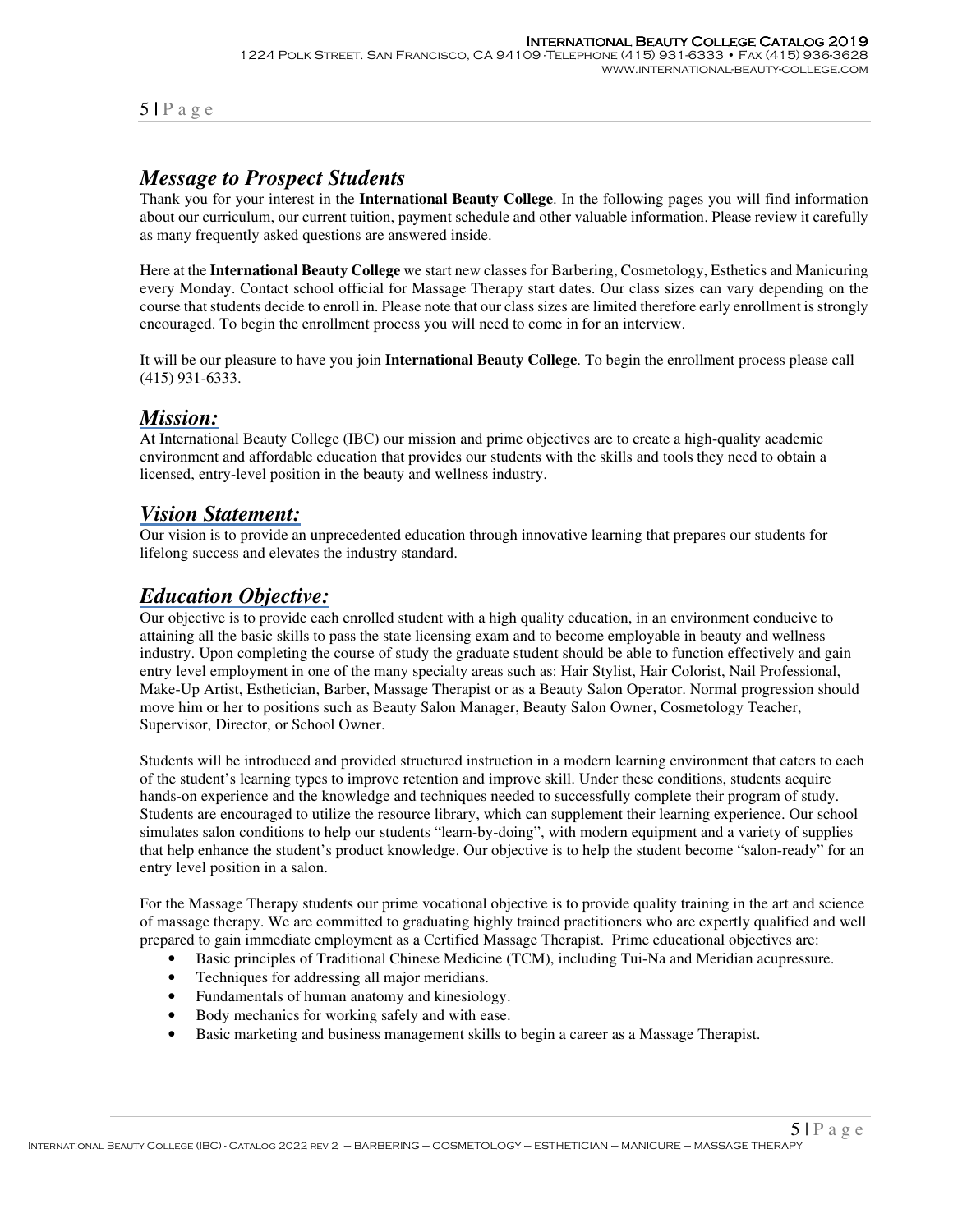## *Message to Prospect Students*

Thank you for your interest in the **International Beauty College**. In the following pages you will find information about our curriculum, our current tuition, payment schedule and other valuable information. Please review it carefully as many frequently asked questions are answered inside.

Here at the **International Beauty College** we start new classes for Barbering, Cosmetology, Esthetics and Manicuring every Monday. Contact school official for Massage Therapy start dates. Our class sizes can vary depending on the course that students decide to enroll in. Please note that our class sizes are limited therefore early enrollment is strongly encouraged. To begin the enrollment process you will need to come in for an interview.

It will be our pleasure to have you join **International Beauty College**. To begin the enrollment process please call (415) 931-6333.

## *Mission:*

At International Beauty College (IBC) our mission and prime objectives are to create a high-quality academic environment and affordable education that provides our students with the skills and tools they need to obtain a licensed, entry-level position in the beauty and wellness industry.

## *Vision Statement:*

Our vision is to provide an unprecedented education through innovative learning that prepares our students for lifelong success and elevates the industry standard.

## *Education Objective:*

Our objective is to provide each enrolled student with a high quality education, in an environment conducive to attaining all the basic skills to pass the state licensing exam and to become employable in beauty and wellness industry. Upon completing the course of study the graduate student should be able to function effectively and gain entry level employment in one of the many specialty areas such as: Hair Stylist, Hair Colorist, Nail Professional, Make-Up Artist, Esthetician, Barber, Massage Therapist or as a Beauty Salon Operator. Normal progression should move him or her to positions such as Beauty Salon Manager, Beauty Salon Owner, Cosmetology Teacher, Supervisor, Director, or School Owner.

Students will be introduced and provided structured instruction in a modern learning environment that caters to each of the student's learning types to improve retention and improve skill. Under these conditions, students acquire hands-on experience and the knowledge and techniques needed to successfully complete their program of study. Students are encouraged to utilize the resource library, which can supplement their learning experience. Our school simulates salon conditions to help our students "learn-by-doing", with modern equipment and a variety of supplies that help enhance the student's product knowledge. Our objective is to help the student become "salon-ready" for an entry level position in a salon.

For the Massage Therapy students our prime vocational objective is to provide quality training in the art and science of massage therapy. We are committed to graduating highly trained practitioners who are expertly qualified and well prepared to gain immediate employment as a Certified Massage Therapist. Prime educational objectives are:

- Basic principles of Traditional Chinese Medicine (TCM), including Tui-Na and Meridian acupressure.
- Techniques for addressing all major meridians.
- Fundamentals of human anatomy and kinesiology.
- Body mechanics for working safely and with ease.
- Basic marketing and business management skills to begin a career as a Massage Therapist.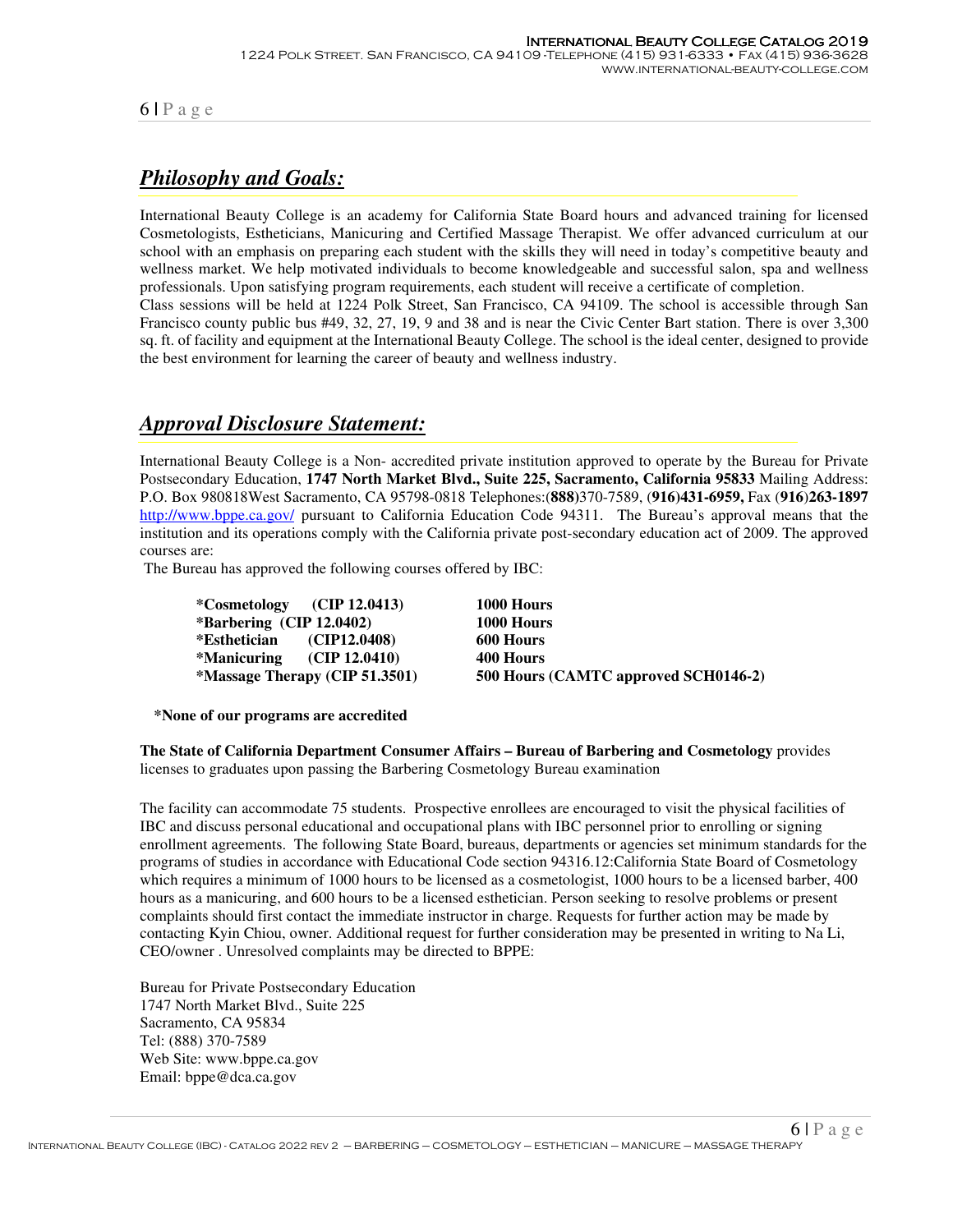## *Philosophy and Goals:*

International Beauty College is an academy for California State Board hours and advanced training for licensed Cosmetologists, Estheticians, Manicuring and Certified Massage Therapist. We offer advanced curriculum at our school with an emphasis on preparing each student with the skills they will need in today's competitive beauty and wellness market. We help motivated individuals to become knowledgeable and successful salon, spa and wellness professionals. Upon satisfying program requirements, each student will receive a certificate of completion.
Class sessions will be held at 1224 Polk Street, San Francisco, CA 94109. The school is accessible through San Francisco county public bus #49, 32, 27, 19, 9 and 38 and is near the Civic Center Bart station. There is over 3,300 sq. ft. of facility and equipment at the International Beauty College. The school is the ideal center, designed to provide the best environment for learning the career of beauty and wellness industry.

## *Approval Disclosure Statement:*

International Beauty College is a Non- accredited private institution approved to operate by the Bureau for Private Postsecondary Education, **1747 North Market Blvd., Suite 225, Sacramento, California 95833** Mailing Address: P.O. Box 980818West Sacramento, CA 95798-0818 Telephones:(**888**)370-7589, (**916)431-6959,** Fax (**916**)**263-1897** http://www.bppe.ca.gov/ pursuant to California Education Code 94311. The Bureau's approval means that the institution and its operations comply with the California private post-secondary education act of 2009. The approved courses are:

The Bureau has approved the following courses offered by IBC:

| | |
|---|---|
| **\*Cosmetology (CIP 12.0413)** | **1000 Hours** |
| **\*Barbering (CIP 12.0402)** | **1000 Hours** |
| **\*Esthetician (CIP12.0408)** | **600 Hours** |
| **\*Manicuring (CIP 12.0410)** | **400 Hours** |
| **\*Massage Therapy (CIP 51.3501)** | **500 Hours (CAMTC approved SCH0146-2)** |

**\*None of our programs are accredited**

**The State of California Department Consumer Affairs – Bureau of Barbering and Cosmetology** provides licenses to graduates upon passing the Barbering Cosmetology Bureau examination

The facility can accommodate 75 students. Prospective enrollees are encouraged to visit the physical facilities of IBC and discuss personal educational and occupational plans with IBC personnel prior to enrolling or signing enrollment agreements. The following State Board, bureaus, departments or agencies set minimum standards for the programs of studies in accordance with Educational Code section 94316.12:California State Board of Cosmetology which requires a minimum of 1000 hours to be licensed as a cosmetologist, 1000 hours to be a licensed barber, 400 hours as a manicuring, and 600 hours to be a licensed esthetician. Person seeking to resolve problems or present complaints should first contact the immediate instructor in charge. Requests for further action may be made by contacting Kyin Chiou, owner. Additional request for further consideration may be presented in writing to Na Li, CEO/owner . Unresolved complaints may be directed to BPPE:

Bureau for Private Postsecondary Education
1747 North Market Blvd., Suite 225
Sacramento, CA 95834
Tel: (888) 370-7589
Web Site: www.bppe.ca.gov
Email: bppe@dca.ca.gov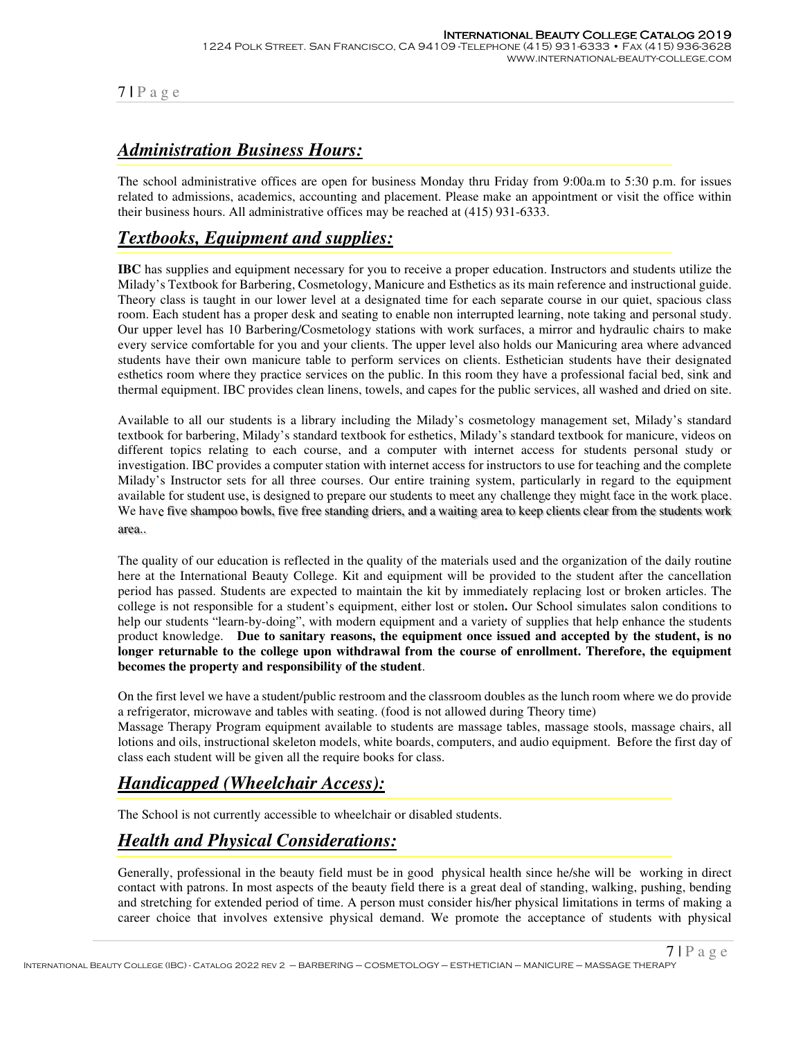## ***Administration Business Hours:***

The school administrative offices are open for business Monday thru Friday from 9:00a.m to 5:30 p.m. for issues related to admissions, academics, accounting and placement. Please make an appointment or visit the office within their business hours. All administrative offices may be reached at (415) 931-6333.

## ***Textbooks, Equipment and supplies:***

**IBC** has supplies and equipment necessary for you to receive a proper education. Instructors and students utilize the Milady's Textbook for Barbering, Cosmetology, Manicure and Esthetics as its main reference and instructional guide. Theory class is taught in our lower level at a designated time for each separate course in our quiet, spacious class room. Each student has a proper desk and seating to enable non interrupted learning, note taking and personal study. Our upper level has 10 Barbering/Cosmetology stations with work surfaces, a mirror and hydraulic chairs to make every service comfortable for you and your clients. The upper level also holds our Manicuring area where advanced students have their own manicure table to perform services on clients. Esthetician students have their designated esthetics room where they practice services on the public. In this room they have a professional facial bed, sink and thermal equipment. IBC provides clean linens, towels, and capes for the public services, all washed and dried on site.

Available to all our students is a library including the Milady's cosmetology management set, Milady's standard textbook for barbering, Milady's standard textbook for esthetics, Milady's standard textbook for manicure, videos on different topics relating to each course, and a computer with internet access for students personal study or investigation. IBC provides a computer station with internet access for instructors to use for teaching and the complete Milady's Instructor sets for all three courses. Our entire training system, particularly in regard to the equipment available for student use, is designed to prepare our students to meet any challenge they might face in the work place. We have five shampoo bowls, five free standing driers, and a waiting area to keep clients clear from the students work area..

The quality of our education is reflected in the quality of the materials used and the organization of the daily routine here at the International Beauty College. Kit and equipment will be provided to the student after the cancellation period has passed. Students are expected to maintain the kit by immediately replacing lost or broken articles. The college is not responsible for a student's equipment, either lost or stolen**.** Our School simulates salon conditions to help our students "learn-by-doing", with modern equipment and a variety of supplies that help enhance the students product knowledge. **Due to sanitary reasons, the equipment once issued and accepted by the student, is no longer returnable to the college upon withdrawal from the course of enrollment. Therefore, the equipment becomes the property and responsibility of the student**.

On the first level we have a student/public restroom and the classroom doubles as the lunch room where we do provide a refrigerator, microwave and tables with seating. (food is not allowed during Theory time)
Massage Therapy Program equipment available to students are massage tables, massage stools, massage chairs, all lotions and oils, instructional skeleton models, white boards, computers, and audio equipment. Before the first day of class each student will be given all the require books for class.

## ***Handicapped (Wheelchair Access):***

The School is not currently accessible to wheelchair or disabled students.

## ***Health and Physical Considerations:***

Generally, professional in the beauty field must be in good physical health since he/she will be working in direct contact with patrons. In most aspects of the beauty field there is a great deal of standing, walking, pushing, bending and stretching for extended period of time. A person must consider his/her physical limitations in terms of making a career choice that involves extensive physical demand. We promote the acceptance of students with physical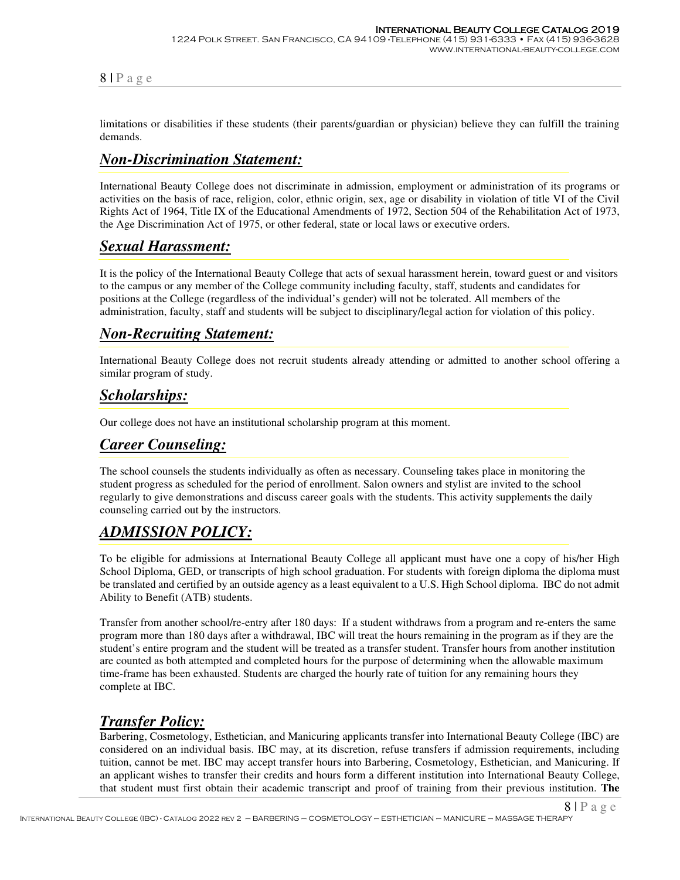limitations or disabilities if these students (their parents/guardian or physician) believe they can fulfill the training demands.

## ***Non-Discrimination Statement:***

International Beauty College does not discriminate in admission, employment or administration of its programs or activities on the basis of race, religion, color, ethnic origin, sex, age or disability in violation of title VI of the Civil Rights Act of 1964, Title IX of the Educational Amendments of 1972, Section 504 of the Rehabilitation Act of 1973, the Age Discrimination Act of 1975, or other federal, state or local laws or executive orders.

## ***Sexual Harassment:***

It is the policy of the International Beauty College that acts of sexual harassment herein, toward guest or and visitors to the campus or any member of the College community including faculty, staff, students and candidates for positions at the College (regardless of the individual's gender) will not be tolerated. All members of the administration, faculty, staff and students will be subject to disciplinary/legal action for violation of this policy.

## ***Non-Recruiting Statement:***

International Beauty College does not recruit students already attending or admitted to another school offering a similar program of study.

## ***Scholarships:***

Our college does not have an institutional scholarship program at this moment.

## ***Career Counseling:***

The school counsels the students individually as often as necessary. Counseling takes place in monitoring the student progress as scheduled for the period of enrollment. Salon owners and stylist are invited to the school regularly to give demonstrations and discuss career goals with the students. This activity supplements the daily counseling carried out by the instructors.

## ***ADMISSION POLICY:***

To be eligible for admissions at International Beauty College all applicant must have one a copy of his/her High School Diploma, GED, or transcripts of high school graduation. For students with foreign diploma the diploma must be translated and certified by an outside agency as a least equivalent to a U.S. High School diploma. IBC do not admit Ability to Benefit (ATB) students.

Transfer from another school/re-entry after 180 days: If a student withdraws from a program and re-enters the same program more than 180 days after a withdrawal, IBC will treat the hours remaining in the program as if they are the student's entire program and the student will be treated as a transfer student. Transfer hours from another institution are counted as both attempted and completed hours for the purpose of determining when the allowable maximum time-frame has been exhausted. Students are charged the hourly rate of tuition for any remaining hours they complete at IBC.

## ***Transfer Policy:***

Barbering, Cosmetology, Esthetician, and Manicuring applicants transfer into International Beauty College (IBC) are considered on an individual basis. IBC may, at its discretion, refuse transfers if admission requirements, including tuition, cannot be met. IBC may accept transfer hours into Barbering, Cosmetology, Esthetician, and Manicuring. If an applicant wishes to transfer their credits and hours form a different institution into International Beauty College, that student must first obtain their academic transcript and proof of training from their previous institution. **The**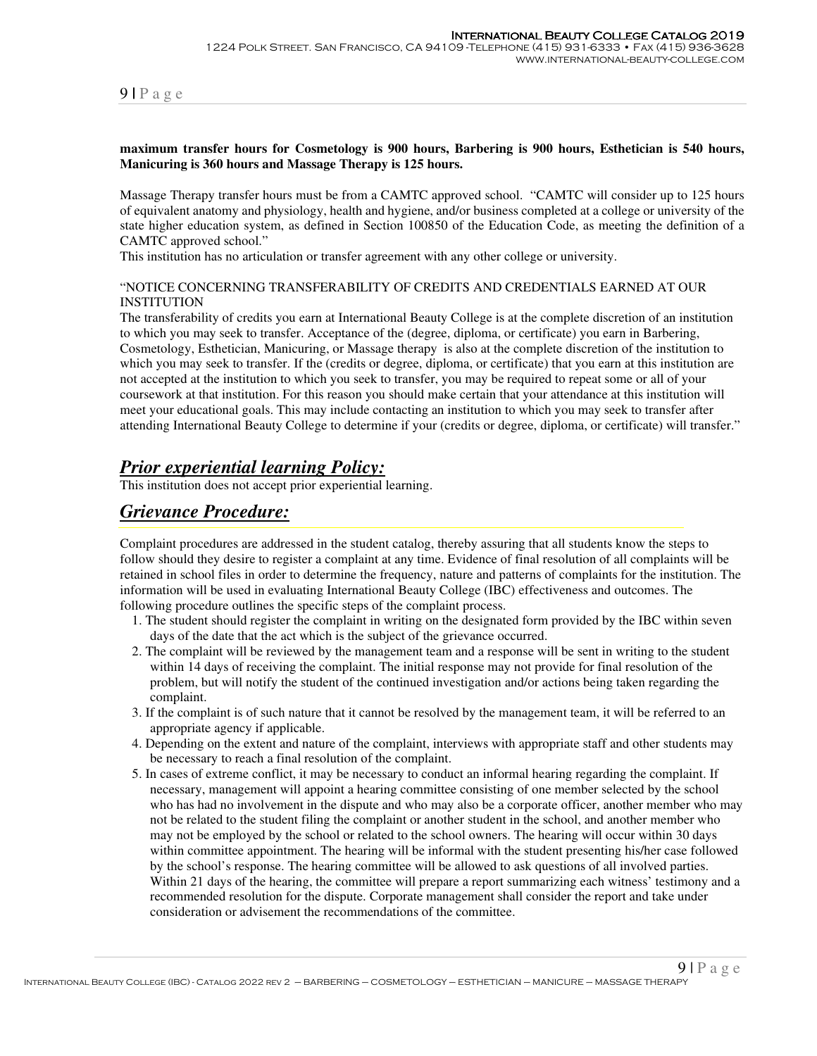**maximum transfer hours for Cosmetology is 900 hours, Barbering is 900 hours, Esthetician is 540 hours, Manicuring is 360 hours and Massage Therapy is 125 hours.**

Massage Therapy transfer hours must be from a CAMTC approved school. "CAMTC will consider up to 125 hours of equivalent anatomy and physiology, health and hygiene, and/or business completed at a college or university of the state higher education system, as defined in Section 100850 of the Education Code, as meeting the definition of a CAMTC approved school."

This institution has no articulation or transfer agreement with any other college or university.

"NOTICE CONCERNING TRANSFERABILITY OF CREDITS AND CREDENTIALS EARNED AT OUR INSTITUTION

The transferability of credits you earn at International Beauty College is at the complete discretion of an institution to which you may seek to transfer. Acceptance of the (degree, diploma, or certificate) you earn in Barbering, Cosmetology, Esthetician, Manicuring, or Massage therapy is also at the complete discretion of the institution to which you may seek to transfer. If the (credits or degree, diploma, or certificate) that you earn at this institution are not accepted at the institution to which you seek to transfer, you may be required to repeat some or all of your coursework at that institution. For this reason you should make certain that your attendance at this institution will meet your educational goals. This may include contacting an institution to which you may seek to transfer after attending International Beauty College to determine if your (credits or degree, diploma, or certificate) will transfer."

## ***Prior experiential learning Policy:***

This institution does not accept prior experiential learning.

## ***Grievance Procedure:***

Complaint procedures are addressed in the student catalog, thereby assuring that all students know the steps to follow should they desire to register a complaint at any time. Evidence of final resolution of all complaints will be retained in school files in order to determine the frequency, nature and patterns of complaints for the institution. The information will be used in evaluating International Beauty College (IBC) effectiveness and outcomes. The following procedure outlines the specific steps of the complaint process.

1. The student should register the complaint in writing on the designated form provided by the IBC within seven days of the date that the act which is the subject of the grievance occurred.
2. The complaint will be reviewed by the management team and a response will be sent in writing to the student within 14 days of receiving the complaint. The initial response may not provide for final resolution of the problem, but will notify the student of the continued investigation and/or actions being taken regarding the complaint.
3. If the complaint is of such nature that it cannot be resolved by the management team, it will be referred to an appropriate agency if applicable.
4. Depending on the extent and nature of the complaint, interviews with appropriate staff and other students may be necessary to reach a final resolution of the complaint.
5. In cases of extreme conflict, it may be necessary to conduct an informal hearing regarding the complaint. If necessary, management will appoint a hearing committee consisting of one member selected by the school who has had no involvement in the dispute and who may also be a corporate officer, another member who may not be related to the student filing the complaint or another student in the school, and another member who may not be employed by the school or related to the school owners. The hearing will occur within 30 days within committee appointment. The hearing will be informal with the student presenting his/her case followed by the school's response. The hearing committee will be allowed to ask questions of all involved parties. Within 21 days of the hearing, the committee will prepare a report summarizing each witness' testimony and a recommended resolution for the dispute. Corporate management shall consider the report and take under consideration or advisement the recommendations of the committee.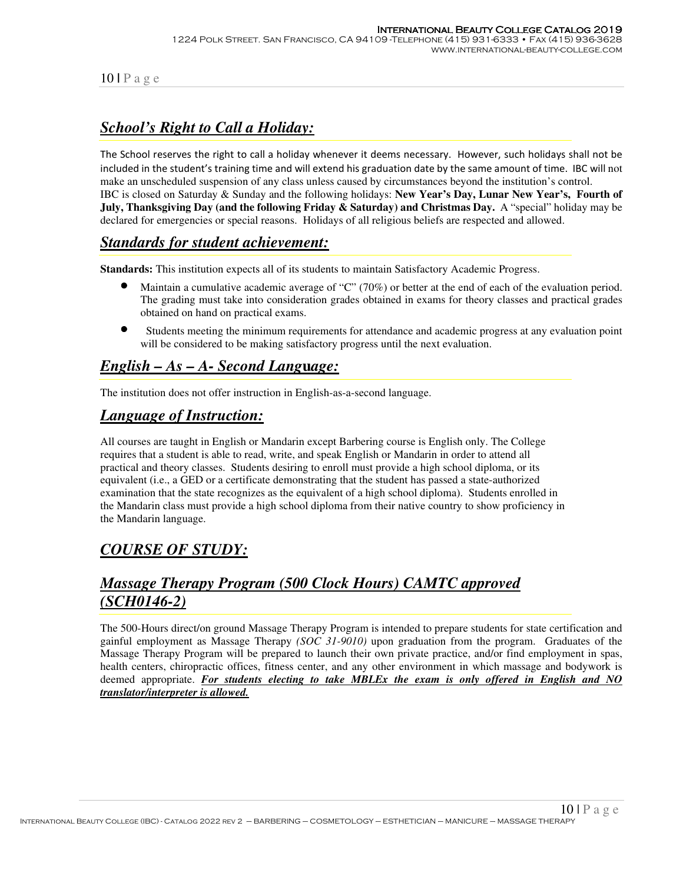## *School's Right to Call a Holiday:*

The School reserves the right to call a holiday whenever it deems necessary. However, such holidays shall not be included in the student's training time and will extend his graduation date by the same amount of time. IBC will not make an unscheduled suspension of any class unless caused by circumstances beyond the institution's control. IBC is closed on Saturday & Sunday and the following holidays: **New Year's Day, Lunar New Year's, Fourth of July, Thanksgiving Day (and the following Friday & Saturday) and Christmas Day.** A "special" holiday may be declared for emergencies or special reasons. Holidays of all religious beliefs are respected and allowed.

## *Standards for student achievement:*

**Standards:** This institution expects all of its students to maintain Satisfactory Academic Progress.

- Maintain a cumulative academic average of "C" (70%) or better at the end of each of the evaluation period. The grading must take into consideration grades obtained in exams for theory classes and practical grades obtained on hand on practical exams.
- Students meeting the minimum requirements for attendance and academic progress at any evaluation point will be considered to be making satisfactory progress until the next evaluation.

## *English – As – A- Second Language:*

The institution does not offer instruction in English-as-a-second language.

## *Language of Instruction:*

All courses are taught in English or Mandarin except Barbering course is English only. The College requires that a student is able to read, write, and speak English or Mandarin in order to attend all practical and theory classes. Students desiring to enroll must provide a high school diploma, or its equivalent (i.e., a GED or a certificate demonstrating that the student has passed a state-authorized examination that the state recognizes as the equivalent of a high school diploma). Students enrolled in the Mandarin class must provide a high school diploma from their native country to show proficiency in the Mandarin language.

## *COURSE OF STUDY:*

## *Massage Therapy Program (500 Clock Hours) CAMTC approved (SCH0146-2)*

The 500-Hours direct/on ground Massage Therapy Program is intended to prepare students for state certification and gainful employment as Massage Therapy *(SOC 31-9010)* upon graduation from the program. Graduates of the Massage Therapy Program will be prepared to launch their own private practice, and/or find employment in spas, health centers, chiropractic offices, fitness center, and any other environment in which massage and bodywork is deemed appropriate. ***For students electing to take MBLEx the exam is only offered in English and NO translator/interpreter is allowed.***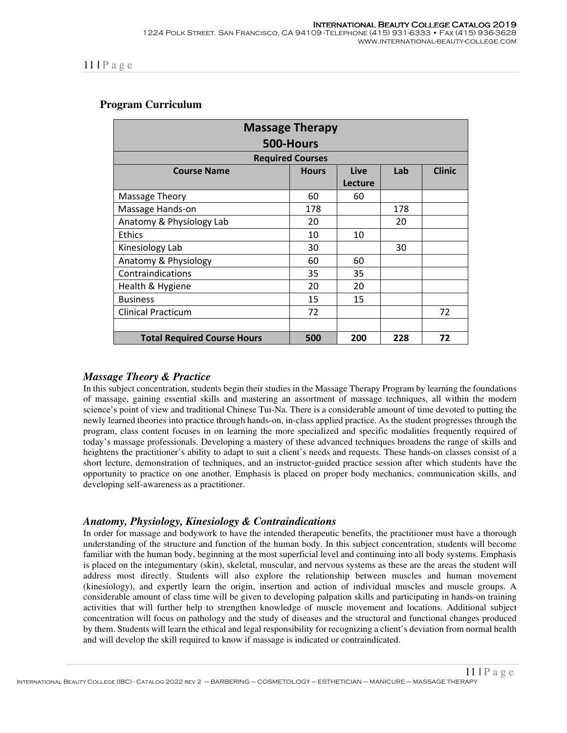## Program Curriculum

| Massage Therapy 500-Hours | | | | |
|---|---|---|---|---|
| **Required Courses** | | | | |
| **Course Name** | **Hours** | **Live Lecture** | **Lab** | **Clinic** |
| Massage Theory | 60 | 60 | | |
| Massage Hands-on | 178 | | 178 | |
| Anatomy & Physiology Lab | 20 | | 20 | |
| Ethics | 10 | 10 | | |
| Kinesiology Lab | 30 | | 30 | |
| Anatomy & Physiology | 60 | 60 | | |
| Contraindications | 35 | 35 | | |
| Health & Hygiene | 20 | 20 | | |
| Business | 15 | 15 | | |
| Clinical Practicum | 72 | | | 72 |
| | | | | |
| **Total Required Course Hours** | **500** | **200** | **228** | **72** |

### *Massage Theory & Practice*

In this subject concentration, students begin their studies in the Massage Therapy Program by learning the foundations of massage, gaining essential skills and mastering an assortment of massage techniques, all within the modern science's point of view and traditional Chinese Tui-Na. There is a considerable amount of time devoted to putting the newly learned theories into practice through hands-on, in-class applied practice. As the student progresses through the program, class content focuses in on learning the more specialized and specific modalities frequently required of today's massage professionals. Developing a mastery of these advanced techniques broadens the range of skills and heightens the practitioner's ability to adapt to suit a client's needs and requests. These hands-on classes consist of a short lecture, demonstration of techniques, and an instructor-guided practice session after which students have the opportunity to practice on one another. Emphasis is placed on proper body mechanics, communication skills, and developing self-awareness as a practitioner.

### *Anatomy, Physiology, Kinesiology & Contraindications*

In order for massage and bodywork to have the intended therapeutic benefits, the practitioner must have a thorough understanding of the structure and function of the human body. In this subject concentration, students will become familiar with the human body, beginning at the most superficial level and continuing into all body systems. Emphasis is placed on the integumentary (skin), skeletal, muscular, and nervous systems as these are the areas the student will address most directly. Students will also explore the relationship between muscles and human movement (kinesiology), and expertly learn the origin, insertion and action of individual muscles and muscle groups. A considerable amount of class time will be given to developing palpation skills and participating in hands-on training activities that will further help to strengthen knowledge of muscle movement and locations. Additional subject concentration will focus on pathology and the study of diseases and the structural and functional changes produced by them. Students will learn the ethical and legal responsibility for recognizing a client's deviation from normal health and will develop the skill required to know if massage is indicated or contraindicated.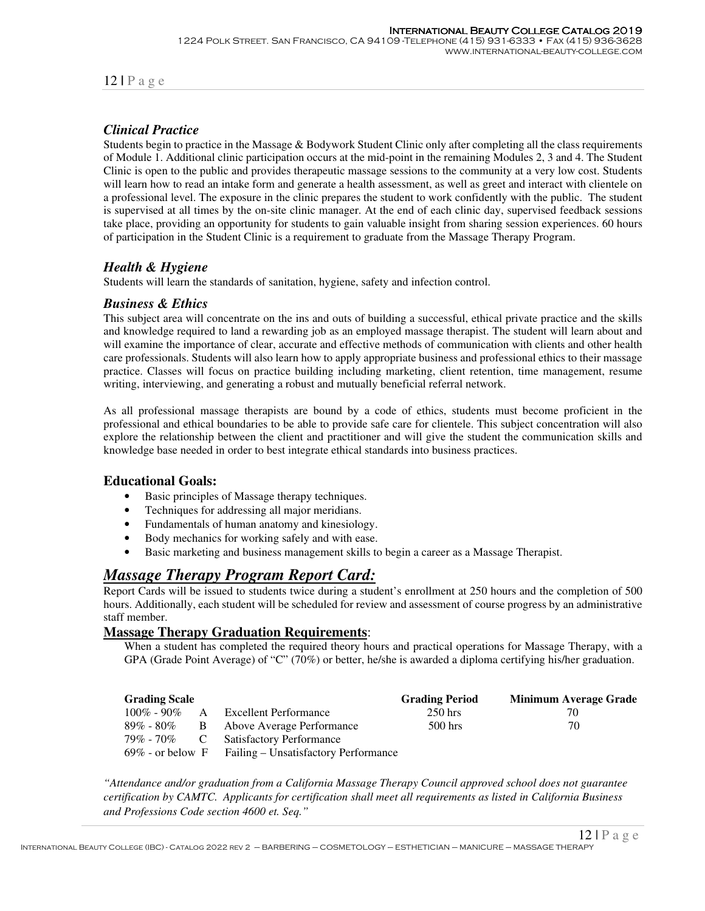### *Clinical Practice*

Students begin to practice in the Massage & Bodywork Student Clinic only after completing all the class requirements of Module 1. Additional clinic participation occurs at the mid-point in the remaining Modules 2, 3 and 4. The Student Clinic is open to the public and provides therapeutic massage sessions to the community at a very low cost. Students will learn how to read an intake form and generate a health assessment, as well as greet and interact with clientele on a professional level. The exposure in the clinic prepares the student to work confidently with the public. The student is supervised at all times by the on-site clinic manager. At the end of each clinic day, supervised feedback sessions take place, providing an opportunity for students to gain valuable insight from sharing session experiences. 60 hours of participation in the Student Clinic is a requirement to graduate from the Massage Therapy Program.

### *Health & Hygiene*

Students will learn the standards of sanitation, hygiene, safety and infection control.

### *Business & Ethics*

This subject area will concentrate on the ins and outs of building a successful, ethical private practice and the skills and knowledge required to land a rewarding job as an employed massage therapist. The student will learn about and will examine the importance of clear, accurate and effective methods of communication with clients and other health care professionals. Students will also learn how to apply appropriate business and professional ethics to their massage practice. Classes will focus on practice building including marketing, client retention, time management, resume writing, interviewing, and generating a robust and mutually beneficial referral network.

As all professional massage therapists are bound by a code of ethics, students must become proficient in the professional and ethical boundaries to be able to provide safe care for clientele. This subject concentration will also explore the relationship between the client and practitioner and will give the student the communication skills and knowledge base needed in order to best integrate ethical standards into business practices.

### **Educational Goals:**

- Basic principles of Massage therapy techniques.
- Techniques for addressing all major meridians.
- Fundamentals of human anatomy and kinesiology.
- Body mechanics for working safely and with ease.
- Basic marketing and business management skills to begin a career as a Massage Therapist.

## ***Massage Therapy Program Report Card:***

Report Cards will be issued to students twice during a student's enrollment at 250 hours and the completion of 500 hours. Additionally, each student will be scheduled for review and assessment of course progress by an administrative staff member.

### **Massage Therapy Graduation Requirements**:

When a student has completed the required theory hours and practical operations for Massage Therapy, with a GPA (Grade Point Average) of "C" (70%) or better, he/she is awarded a diploma certifying his/her graduation.

| Grading Scale | | | Grading Period | Minimum Average Grade |
|---|---|---|---|---|
| 100% - 90% | A | Excellent Performance | 250 hrs | 70 |
| 89% - 80% | B | Above Average Performance | 500 hrs | 70 |
| 79% - 70% | C | Satisfactory Performance | | |
| 69% - or below | F | Failing – Unsatisfactory Performance | | |

*"Attendance and/or graduation from a California Massage Therapy Council approved school does not guarantee certification by CAMTC. Applicants for certification shall meet all requirements as listed in California Business and Professions Code section 4600 et. Seq."*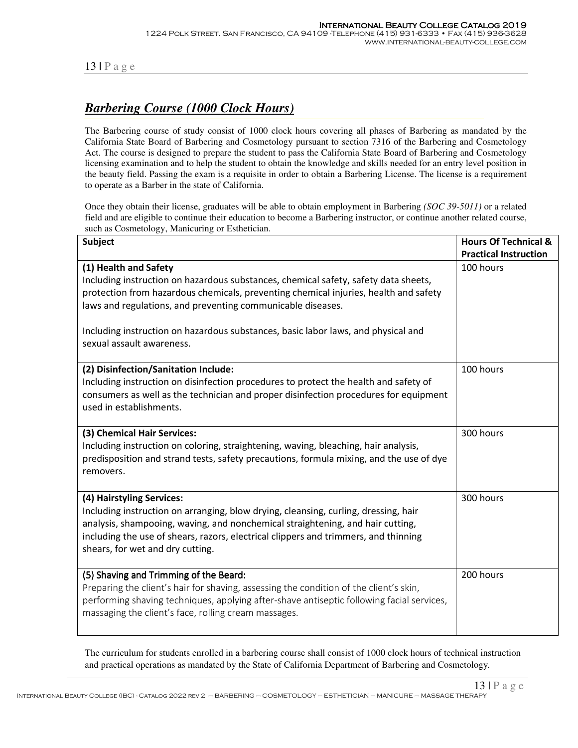## ***Barbering Course (1000 Clock Hours)***

The Barbering course of study consist of 1000 clock hours covering all phases of Barbering as mandated by the California State Board of Barbering and Cosmetology pursuant to section 7316 of the Barbering and Cosmetology Act. The course is designed to prepare the student to pass the California State Board of Barbering and Cosmetology licensing examination and to help the student to obtain the knowledge and skills needed for an entry level position in the beauty field. Passing the exam is a requisite in order to obtain a Barbering License. The license is a requirement to operate as a Barber in the state of California.

Once they obtain their license, graduates will be able to obtain employment in Barbering *(SOC 39-5011)* or a related field and are eligible to continue their education to become a Barbering instructor, or continue another related course, such as Cosmetology, Manicuring or Esthetician.

| Subject | Hours Of Technical & Practical Instruction |
|---|---|
| **(1) Health and Safety**<br>Including instruction on hazardous substances, chemical safety, safety data sheets, protection from hazardous chemicals, preventing chemical injuries, health and safety laws and regulations, and preventing communicable diseases.<br><br>Including instruction on hazardous substances, basic labor laws, and physical and sexual assault awareness. | 100 hours |
| **(2) Disinfection/Sanitation Include:**<br>Including instruction on disinfection procedures to protect the health and safety of consumers as well as the technician and proper disinfection procedures for equipment used in establishments. | 100 hours |
| **(3) Chemical Hair Services:**<br>Including instruction on coloring, straightening, waving, bleaching, hair analysis, predisposition and strand tests, safety precautions, formula mixing, and the use of dye removers. | 300 hours |
| **(4) Hairstyling Services:**<br>Including instruction on arranging, blow drying, cleansing, curling, dressing, hair analysis, shampooing, waving, and nonchemical straightening, and hair cutting, including the use of shears, razors, electrical clippers and trimmers, and thinning shears, for wet and dry cutting. | 300 hours |
| (5) Shaving and Trimming of the Beard:<br>Preparing the client's hair for shaving, assessing the condition of the client's skin, performing shaving techniques, applying after-shave antiseptic following facial services, massaging the client's face, rolling cream massages. | 200 hours |

The curriculum for students enrolled in a barbering course shall consist of 1000 clock hours of technical instruction and practical operations as mandated by the State of California Department of Barbering and Cosmetology.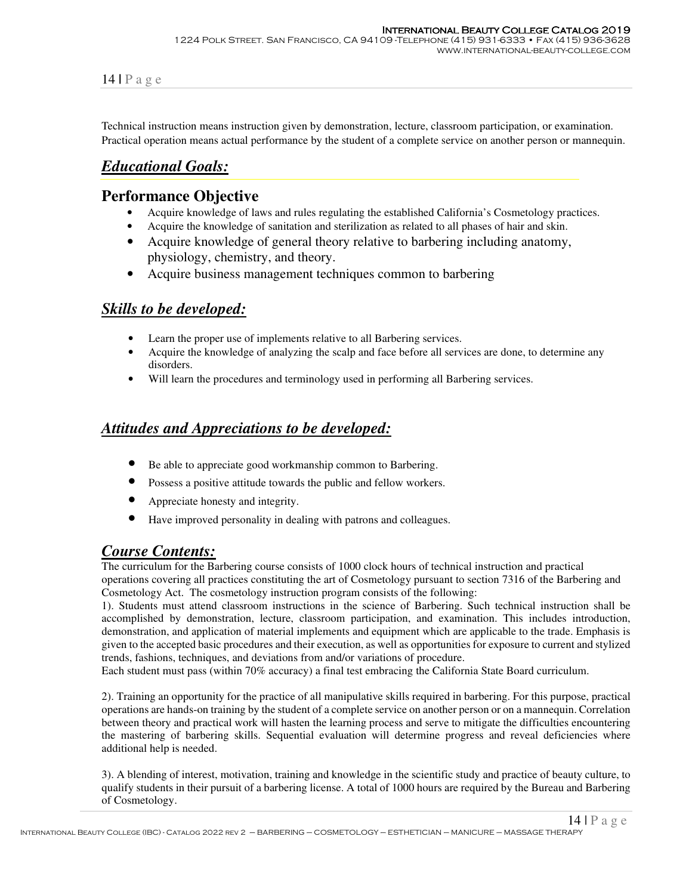Technical instruction means instruction given by demonstration, lecture, classroom participation, or examination. Practical operation means actual performance by the student of a complete service on another person or mannequin.

## *Educational Goals:*

### Performance Objective

- Acquire knowledge of laws and rules regulating the established California's Cosmetology practices.
- Acquire the knowledge of sanitation and sterilization as related to all phases of hair and skin.
- Acquire knowledge of general theory relative to barbering including anatomy, physiology, chemistry, and theory.
- Acquire business management techniques common to barbering

## *Skills to be developed:*

- Learn the proper use of implements relative to all Barbering services.
- Acquire the knowledge of analyzing the scalp and face before all services are done, to determine any disorders.
- Will learn the procedures and terminology used in performing all Barbering services.

## *Attitudes and Appreciations to be developed:*

- Be able to appreciate good workmanship common to Barbering.
- Possess a positive attitude towards the public and fellow workers.
- Appreciate honesty and integrity.
- Have improved personality in dealing with patrons and colleagues.

## *Course Contents:*

The curriculum for the Barbering course consists of 1000 clock hours of technical instruction and practical operations covering all practices constituting the art of Cosmetology pursuant to section 7316 of the Barbering and Cosmetology Act. The cosmetology instruction program consists of the following:

1). Students must attend classroom instructions in the science of Barbering. Such technical instruction shall be accomplished by demonstration, lecture, classroom participation, and examination. This includes introduction, demonstration, and application of material implements and equipment which are applicable to the trade. Emphasis is given to the accepted basic procedures and their execution, as well as opportunities for exposure to current and stylized trends, fashions, techniques, and deviations from and/or variations of procedure.

Each student must pass (within 70% accuracy) a final test embracing the California State Board curriculum.

2). Training an opportunity for the practice of all manipulative skills required in barbering. For this purpose, practical operations are hands-on training by the student of a complete service on another person or on a mannequin. Correlation between theory and practical work will hasten the learning process and serve to mitigate the difficulties encountering the mastering of barbering skills. Sequential evaluation will determine progress and reveal deficiencies where additional help is needed.

3). A blending of interest, motivation, training and knowledge in the scientific study and practice of beauty culture, to qualify students in their pursuit of a barbering license. A total of 1000 hours are required by the Bureau and Barbering of Cosmetology.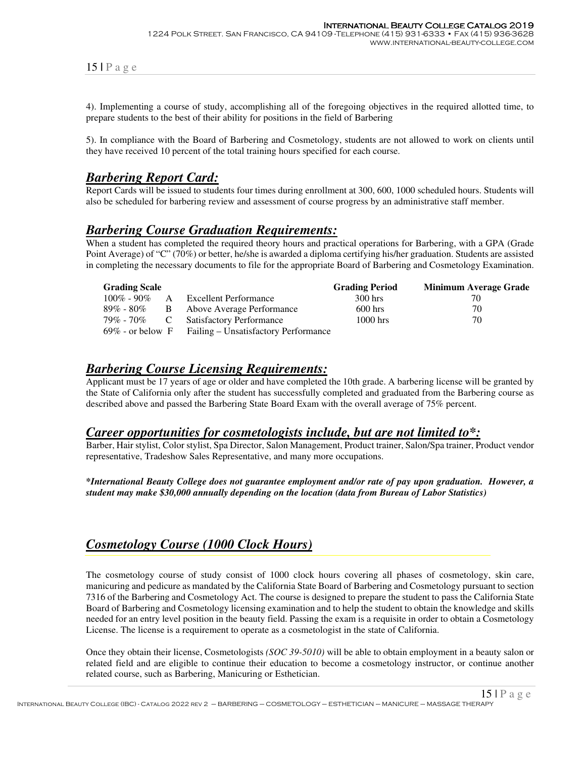4). Implementing a course of study, accomplishing all of the foregoing objectives in the required allotted time, to prepare students to the best of their ability for positions in the field of Barbering

5). In compliance with the Board of Barbering and Cosmetology, students are not allowed to work on clients until they have received 10 percent of the total training hours specified for each course.

## *Barbering Report Card:*

Report Cards will be issued to students four times during enrollment at 300, 600, 1000 scheduled hours. Students will also be scheduled for barbering review and assessment of course progress by an administrative staff member.

## *Barbering Course Graduation Requirements:*

When a student has completed the required theory hours and practical operations for Barbering, with a GPA (Grade Point Average) of "C" (70%) or better, he/she is awarded a diploma certifying his/her graduation. Students are assisted in completing the necessary documents to file for the appropriate Board of Barbering and Cosmetology Examination.

| Grading Scale | | | Grading Period | Minimum Average Grade |
|---|---|---|---|---|
| 100% - 90% | A | Excellent Performance | 300 hrs | 70 |
| 89% - 80% | B | Above Average Performance | 600 hrs | 70 |
| 79% - 70% | C | Satisfactory Performance | 1000 hrs | 70 |
| 69% - or below | F | Failing – Unsatisfactory Performance | | |

## *Barbering Course Licensing Requirements:*

Applicant must be 17 years of age or older and have completed the 10th grade. A barbering license will be granted by the State of California only after the student has successfully completed and graduated from the Barbering course as described above and passed the Barbering State Board Exam with the overall average of 75% percent.

## *Career opportunities for cosmetologists include, but are not limited to*:*

Barber, Hair stylist, Color stylist, Spa Director, Salon Management, Product trainer, Salon/Spa trainer, Product vendor representative, Tradeshow Sales Representative, and many more occupations.

***International Beauty College does not guarantee employment and/or rate of pay upon graduation. However, a student may make $30,000 annually depending on the location (data from Bureau of Labor Statistics)***

## *Cosmetology Course (1000 Clock Hours)*

The cosmetology course of study consist of 1000 clock hours covering all phases of cosmetology, skin care, manicuring and pedicure as mandated by the California State Board of Barbering and Cosmetology pursuant to section 7316 of the Barbering and Cosmetology Act. The course is designed to prepare the student to pass the California State Board of Barbering and Cosmetology licensing examination and to help the student to obtain the knowledge and skills needed for an entry level position in the beauty field. Passing the exam is a requisite in order to obtain a Cosmetology License. The license is a requirement to operate as a cosmetologist in the state of California.

Once they obtain their license, Cosmetologists *(SOC 39-5010)* will be able to obtain employment in a beauty salon or related field and are eligible to continue their education to become a cosmetology instructor, or continue another related course, such as Barbering, Manicuring or Esthetician.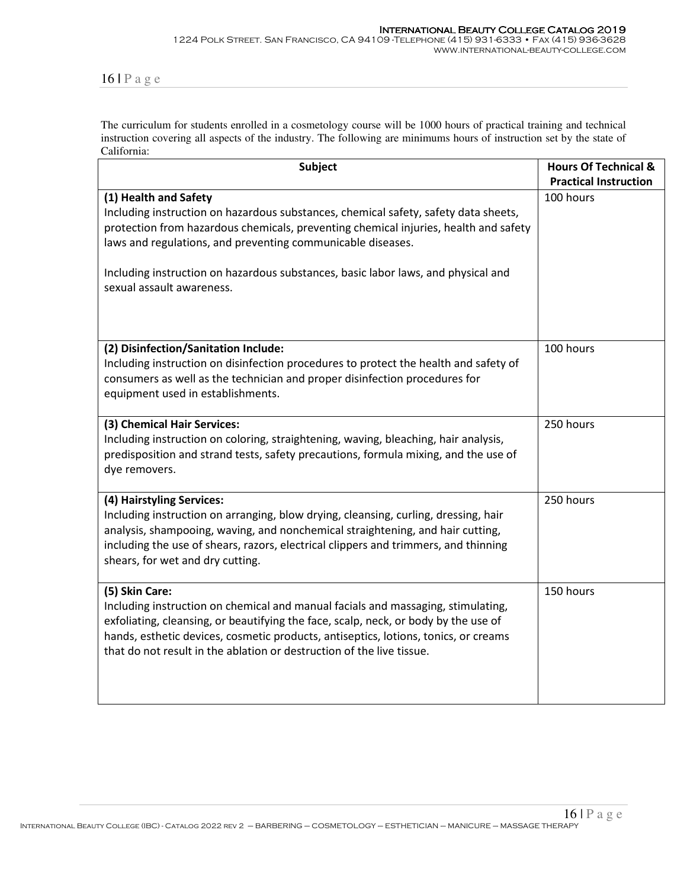The curriculum for students enrolled in a cosmetology course will be 1000 hours of practical training and technical instruction covering all aspects of the industry. The following are minimums hours of instruction set by the state of California:

| Subject | Hours Of Technical & Practical Instruction |
|---|---|
| **(1) Health and Safety**<br>Including instruction on hazardous substances, chemical safety, safety data sheets, protection from hazardous chemicals, preventing chemical injuries, health and safety laws and regulations, and preventing communicable diseases.<br><br>Including instruction on hazardous substances, basic labor laws, and physical and sexual assault awareness. | 100 hours |
| **(2) Disinfection/Sanitation Include:**<br>Including instruction on disinfection procedures to protect the health and safety of consumers as well as the technician and proper disinfection procedures for equipment used in establishments. | 100 hours |
| **(3) Chemical Hair Services:**<br>Including instruction on coloring, straightening, waving, bleaching, hair analysis, predisposition and strand tests, safety precautions, formula mixing, and the use of dye removers. | 250 hours |
| **(4) Hairstyling Services:**<br>Including instruction on arranging, blow drying, cleansing, curling, dressing, hair analysis, shampooing, waving, and nonchemical straightening, and hair cutting, including the use of shears, razors, electrical clippers and trimmers, and thinning shears, for wet and dry cutting. | 250 hours |
| **(5) Skin Care:**<br>Including instruction on chemical and manual facials and massaging, stimulating, exfoliating, cleansing, or beautifying the face, scalp, neck, or body by the use of hands, esthetic devices, cosmetic products, antiseptics, lotions, tonics, or creams that do not result in the ablation or destruction of the live tissue. | 150 hours |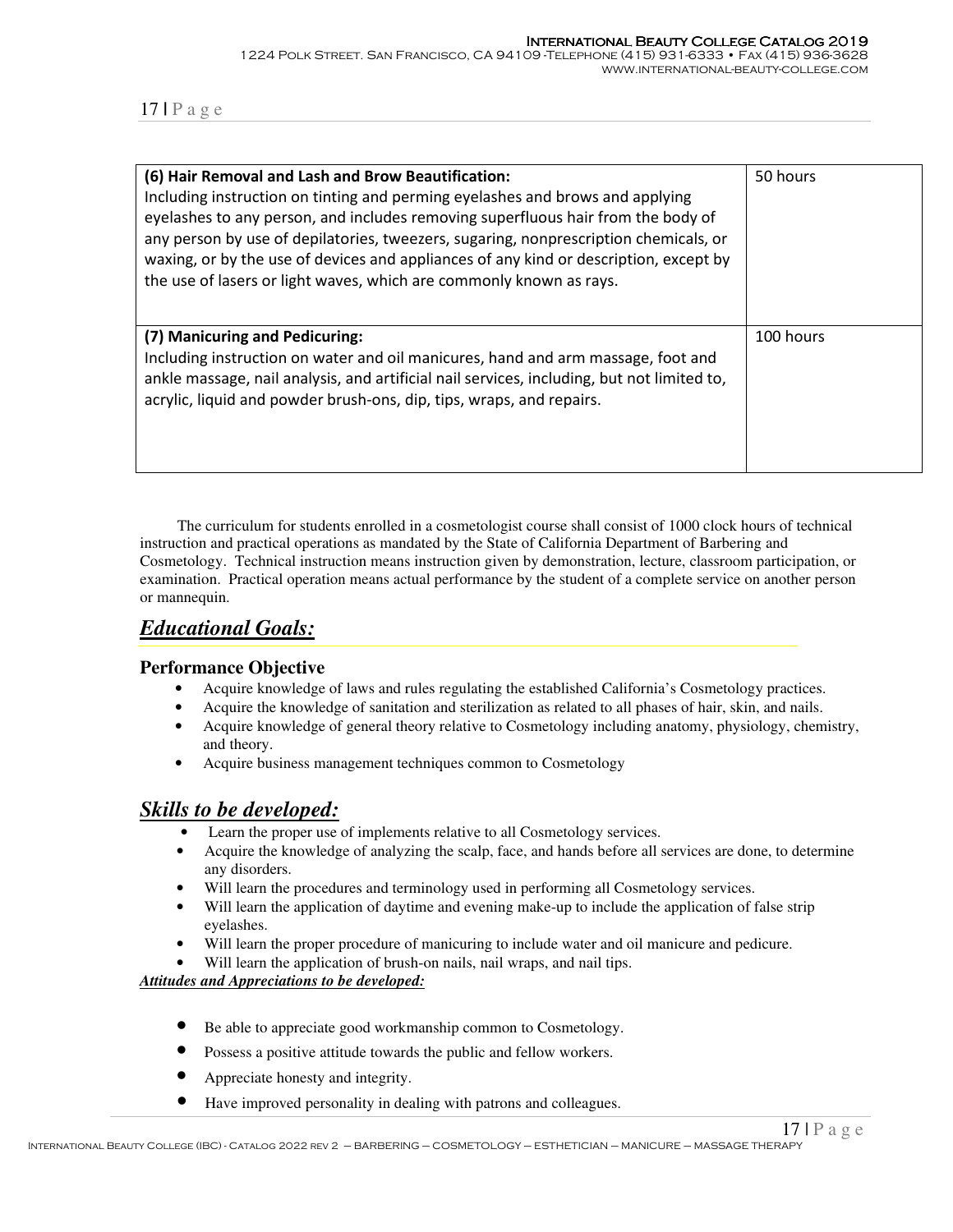| (6) Hair Removal and Lash and Brow Beautification: Including instruction on tinting and perming eyelashes and brows and applying eyelashes to any person, and includes removing superfluous hair from the body of any person by use of depilatories, tweezers, sugaring, nonprescription chemicals, or waxing, or by the use of devices and appliances of any kind or description, except by the use of lasers or light waves, which are commonly known as rays. | 50 hours |
|---|---|
| **(7) Manicuring and Pedicuring:** Including instruction on water and oil manicures, hand and arm massage, foot and ankle massage, nail analysis, and artificial nail services, including, but not limited to, acrylic, liquid and powder brush-ons, dip, tips, wraps, and repairs. | 100 hours |

The curriculum for students enrolled in a cosmetologist course shall consist of 1000 clock hours of technical instruction and practical operations as mandated by the State of California Department of Barbering and Cosmetology. Technical instruction means instruction given by demonstration, lecture, classroom participation, or examination. Practical operation means actual performance by the student of a complete service on another person or mannequin.

## ***Educational Goals:***

### Performance Objective

- Acquire knowledge of laws and rules regulating the established California's Cosmetology practices.
- Acquire the knowledge of sanitation and sterilization as related to all phases of hair, skin, and nails.
- Acquire knowledge of general theory relative to Cosmetology including anatomy, physiology, chemistry, and theory.
- Acquire business management techniques common to Cosmetology

## ***Skills to be developed:***

- Learn the proper use of implements relative to all Cosmetology services.
- Acquire the knowledge of analyzing the scalp, face, and hands before all services are done, to determine any disorders.
- Will learn the procedures and terminology used in performing all Cosmetology services.
- Will learn the application of daytime and evening make-up to include the application of false strip eyelashes.
- Will learn the proper procedure of manicuring to include water and oil manicure and pedicure.
- Will learn the application of brush-on nails, nail wraps, and nail tips.

***Attitudes and Appreciations to be developed:***

- Be able to appreciate good workmanship common to Cosmetology.
- Possess a positive attitude towards the public and fellow workers.
- Appreciate honesty and integrity.
- Have improved personality in dealing with patrons and colleagues.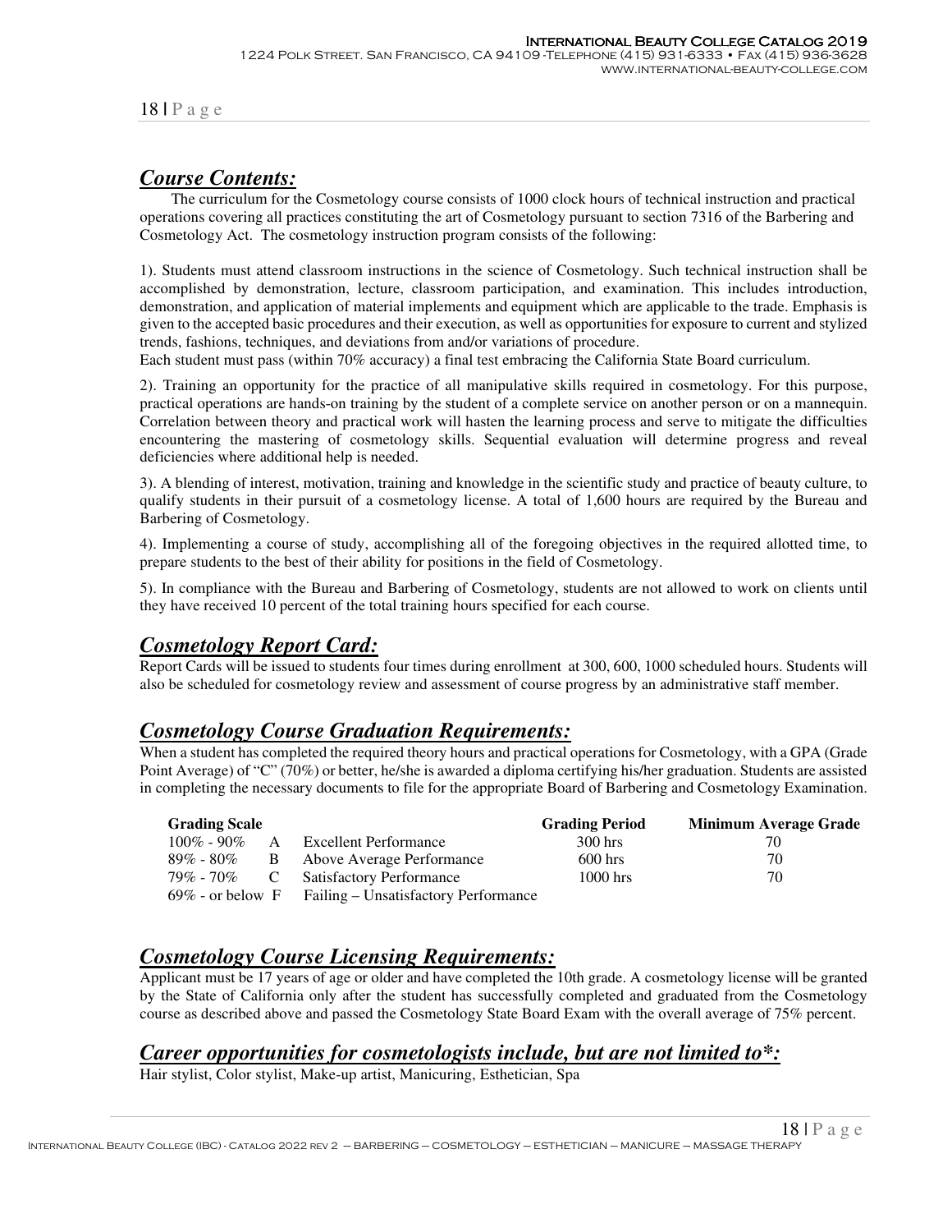## *Course Contents:*

The curriculum for the Cosmetology course consists of 1000 clock hours of technical instruction and practical operations covering all practices constituting the art of Cosmetology pursuant to section 7316 of the Barbering and Cosmetology Act. The cosmetology instruction program consists of the following:

1). Students must attend classroom instructions in the science of Cosmetology. Such technical instruction shall be accomplished by demonstration, lecture, classroom participation, and examination. This includes introduction, demonstration, and application of material implements and equipment which are applicable to the trade. Emphasis is given to the accepted basic procedures and their execution, as well as opportunities for exposure to current and stylized trends, fashions, techniques, and deviations from and/or variations of procedure.
Each student must pass (within 70% accuracy) a final test embracing the California State Board curriculum.

2). Training an opportunity for the practice of all manipulative skills required in cosmetology. For this purpose, practical operations are hands-on training by the student of a complete service on another person or on a mannequin. Correlation between theory and practical work will hasten the learning process and serve to mitigate the difficulties encountering the mastering of cosmetology skills. Sequential evaluation will determine progress and reveal deficiencies where additional help is needed.

3). A blending of interest, motivation, training and knowledge in the scientific study and practice of beauty culture, to qualify students in their pursuit of a cosmetology license. A total of 1,600 hours are required by the Bureau and Barbering of Cosmetology.

4). Implementing a course of study, accomplishing all of the foregoing objectives in the required allotted time, to prepare students to the best of their ability for positions in the field of Cosmetology.

5). In compliance with the Bureau and Barbering of Cosmetology, students are not allowed to work on clients until they have received 10 percent of the total training hours specified for each course.

## *Cosmetology Report Card:*

Report Cards will be issued to students four times during enrollment at 300, 600, 1000 scheduled hours. Students will also be scheduled for cosmetology review and assessment of course progress by an administrative staff member.

## *Cosmetology Course Graduation Requirements:*

When a student has completed the required theory hours and practical operations for Cosmetology, with a GPA (Grade Point Average) of "C" (70%) or better, he/she is awarded a diploma certifying his/her graduation. Students are assisted in completing the necessary documents to file for the appropriate Board of Barbering and Cosmetology Examination.

| Grading Scale | | | Grading Period | Minimum Average Grade |
|---|---|---|---|---|
| 100% - 90% | A | Excellent Performance | 300 hrs | 70 |
| 89% - 80% | B | Above Average Performance | 600 hrs | 70 |
| 79% - 70% | C | Satisfactory Performance | 1000 hrs | 70 |
| 69% - or below | F | Failing – Unsatisfactory Performance | | |

## *Cosmetology Course Licensing Requirements:*

Applicant must be 17 years of age or older and have completed the 10th grade. A cosmetology license will be granted by the State of California only after the student has successfully completed and graduated from the Cosmetology course as described above and passed the Cosmetology State Board Exam with the overall average of 75% percent.

## *Career opportunities for cosmetologists include, but are not limited to*:*

Hair stylist, Color stylist, Make-up artist, Manicuring, Esthetician, Spa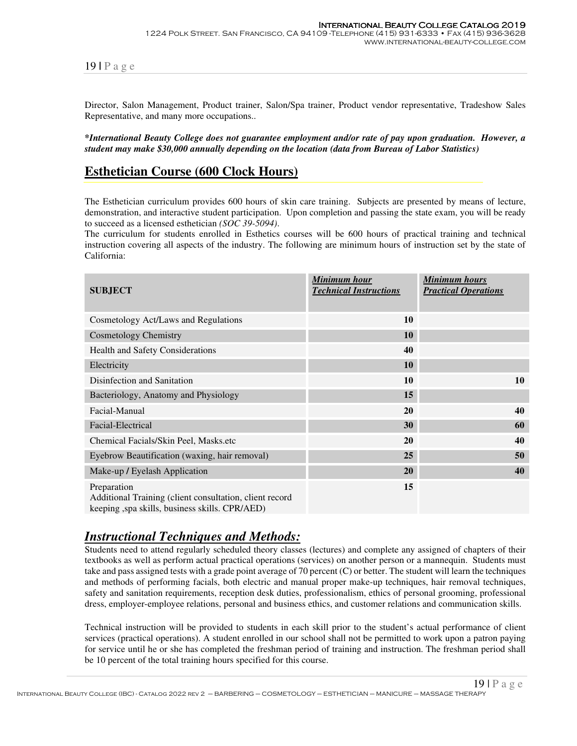Director, Salon Management, Product trainer, Salon/Spa trainer, Product vendor representative, Tradeshow Sales Representative, and many more occupations..

***International Beauty College does not guarantee employment and/or rate of pay upon graduation. However, a student may make $30,000 annually depending on the location (data from Bureau of Labor Statistics)***

## Esthetician Course (600 Clock Hours)

The Esthetician curriculum provides 600 hours of skin care training. Subjects are presented by means of lecture, demonstration, and interactive student participation. Upon completion and passing the state exam, you will be ready to succeed as a licensed esthetician *(SOC 39-5094)*.
The curriculum for students enrolled in Esthetics courses will be 600 hours of practical training and technical instruction covering all aspects of the industry. The following are minimum hours of instruction set by the state of California:

| **SUBJECT** | ***Minimum hour Technical Instructions*** | ***Minimum hours Practical Operations*** |
|---|---|---|
| Cosmetology Act/Laws and Regulations | **10** | |
| Cosmetology Chemistry | **10** | |
| Health and Safety Considerations | **40** | |
| Electricity | **10** | |
| Disinfection and Sanitation | **10** | **10** |
| Bacteriology, Anatomy and Physiology | **15** | |
| Facial-Manual | **20** | **40** |
| Facial-Electrical | **30** | **60** |
| Chemical Facials/Skin Peel, Masks.etc | **20** | **40** |
| Eyebrow Beautification (waxing, hair removal) | **25** | **50** |
| Make-up / Eyelash Application | **20** | **40** |
| Preparation<br>Additional Training (client consultation, client record keeping ,spa skills, business skills. CPR/AED) | **15** | |

## *Instructional Techniques and Methods:*

Students need to attend regularly scheduled theory classes (lectures) and complete any assigned of chapters of their textbooks as well as perform actual practical operations (services) on another person or a mannequin. Students must take and pass assigned tests with a grade point average of 70 percent (C) or better. The student will learn the techniques and methods of performing facials, both electric and manual proper make-up techniques, hair removal techniques, safety and sanitation requirements, reception desk duties, professionalism, ethics of personal grooming, professional dress, employer-employee relations, personal and business ethics, and customer relations and communication skills.

Technical instruction will be provided to students in each skill prior to the student's actual performance of client services (practical operations). A student enrolled in our school shall not be permitted to work upon a patron paying for service until he or she has completed the freshman period of training and instruction. The freshman period shall be 10 percent of the total training hours specified for this course.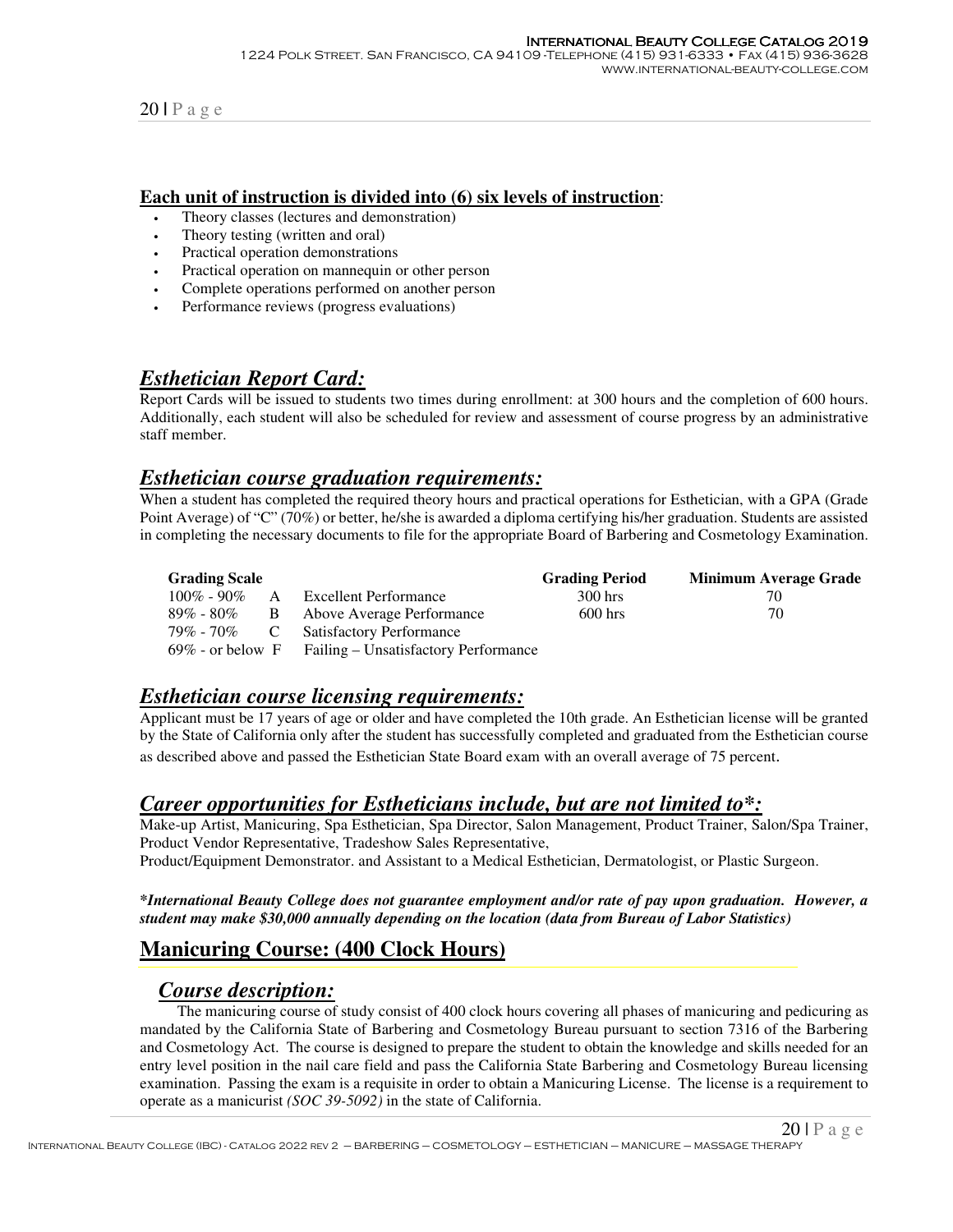**Each unit of instruction is divided into (6) six levels of instruction**:

- Theory classes (lectures and demonstration)
- Theory testing (written and oral)
- Practical operation demonstrations
- Practical operation on mannequin or other person
- Complete operations performed on another person
- Performance reviews (progress evaluations)

## ***Esthetician Report Card:***

Report Cards will be issued to students two times during enrollment: at 300 hours and the completion of 600 hours. Additionally, each student will also be scheduled for review and assessment of course progress by an administrative staff member.

## ***Esthetician course graduation requirements:***

When a student has completed the required theory hours and practical operations for Esthetician, with a GPA (Grade Point Average) of "C" (70%) or better, he/she is awarded a diploma certifying his/her graduation. Students are assisted in completing the necessary documents to file for the appropriate Board of Barbering and Cosmetology Examination.

| Grading Scale | | | Grading Period | Minimum Average Grade |
|---|---|---|---|---|
| 100% - 90% | A | Excellent Performance | 300 hrs | 70 |
| 89% - 80% | B | Above Average Performance | 600 hrs | 70 |
| 79% - 70% | C | Satisfactory Performance | | |
| 69% - or below | F | Failing – Unsatisfactory Performance | | |

## ***Esthetician course licensing requirements:***

Applicant must be 17 years of age or older and have completed the 10th grade. An Esthetician license will be granted by the State of California only after the student has successfully completed and graduated from the Esthetician course as described above and passed the Esthetician State Board exam with an overall average of 75 percent.

## ***Career opportunities for Estheticians include, but are not limited to*:***

Make-up Artist, Manicuring, Spa Esthetician, Spa Director, Salon Management, Product Trainer, Salon/Spa Trainer, Product Vendor Representative, Tradeshow Sales Representative,
Product/Equipment Demonstrator. and Assistant to a Medical Esthetician, Dermatologist, or Plastic Surgeon.

***\*International Beauty College does not guarantee employment and/or rate of pay upon graduation. However, a student may make $30,000 annually depending on the location (data from Bureau of Labor Statistics)***

## **Manicuring Course: (400 Clock Hours)**

### ***Course description:***

The manicuring course of study consist of 400 clock hours covering all phases of manicuring and pedicuring as mandated by the California State of Barbering and Cosmetology Bureau pursuant to section 7316 of the Barbering and Cosmetology Act. The course is designed to prepare the student to obtain the knowledge and skills needed for an entry level position in the nail care field and pass the California State Barbering and Cosmetology Bureau licensing examination. Passing the exam is a requisite in order to obtain a Manicuring License. The license is a requirement to operate as a manicurist *(SOC 39-5092)* in the state of California.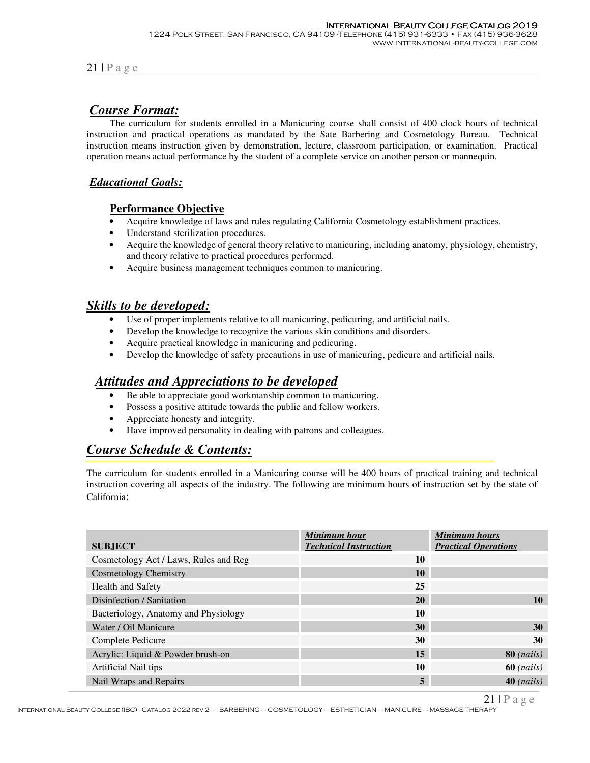## *Course Format:*

The curriculum for students enrolled in a Manicuring course shall consist of 400 clock hours of technical instruction and practical operations as mandated by the Sate Barbering and Cosmetology Bureau. Technical instruction means instruction given by demonstration, lecture, classroom participation, or examination. Practical operation means actual performance by the student of a complete service on another person or mannequin.

### *Educational Goals:*

#### Performance Objective

- Acquire knowledge of laws and rules regulating California Cosmetology establishment practices.
- Understand sterilization procedures.
- Acquire the knowledge of general theory relative to manicuring, including anatomy, physiology, chemistry, and theory relative to practical procedures performed.
- Acquire business management techniques common to manicuring.

## *Skills to be developed:*

- Use of proper implements relative to all manicuring, pedicuring, and artificial nails.
- Develop the knowledge to recognize the various skin conditions and disorders.
- Acquire practical knowledge in manicuring and pedicuring.
- Develop the knowledge of safety precautions in use of manicuring, pedicure and artificial nails.

## *Attitudes and Appreciations to be developed*

- Be able to appreciate good workmanship common to manicuring.
- Possess a positive attitude towards the public and fellow workers.
- Appreciate honesty and integrity.
- Have improved personality in dealing with patrons and colleagues.

## *Course Schedule & Contents:*

The curriculum for students enrolled in a Manicuring course will be 400 hours of practical training and technical instruction covering all aspects of the industry. The following are minimum hours of instruction set by the state of California:

| SUBJECT | *Minimum hour Technical Instruction* | *Minimum hours Practical Operations* |
|---|---|---|
| Cosmetology Act / Laws, Rules and Reg | 10 | |
| Cosmetology Chemistry | 10 | |
| Health and Safety | 25 | |
| Disinfection / Sanitation | 20 | 10 |
| Bacteriology, Anatomy and Physiology | 10 | |
| Water / Oil Manicure | 30 | 30 |
| Complete Pedicure | 30 | 30 |
| Acrylic: Liquid & Powder brush-on | 15 | 80 *(nails)* |
| Artificial Nail tips | 10 | 60 *(nails)* |
| Nail Wraps and Repairs | 5 | 40 *(nails)* |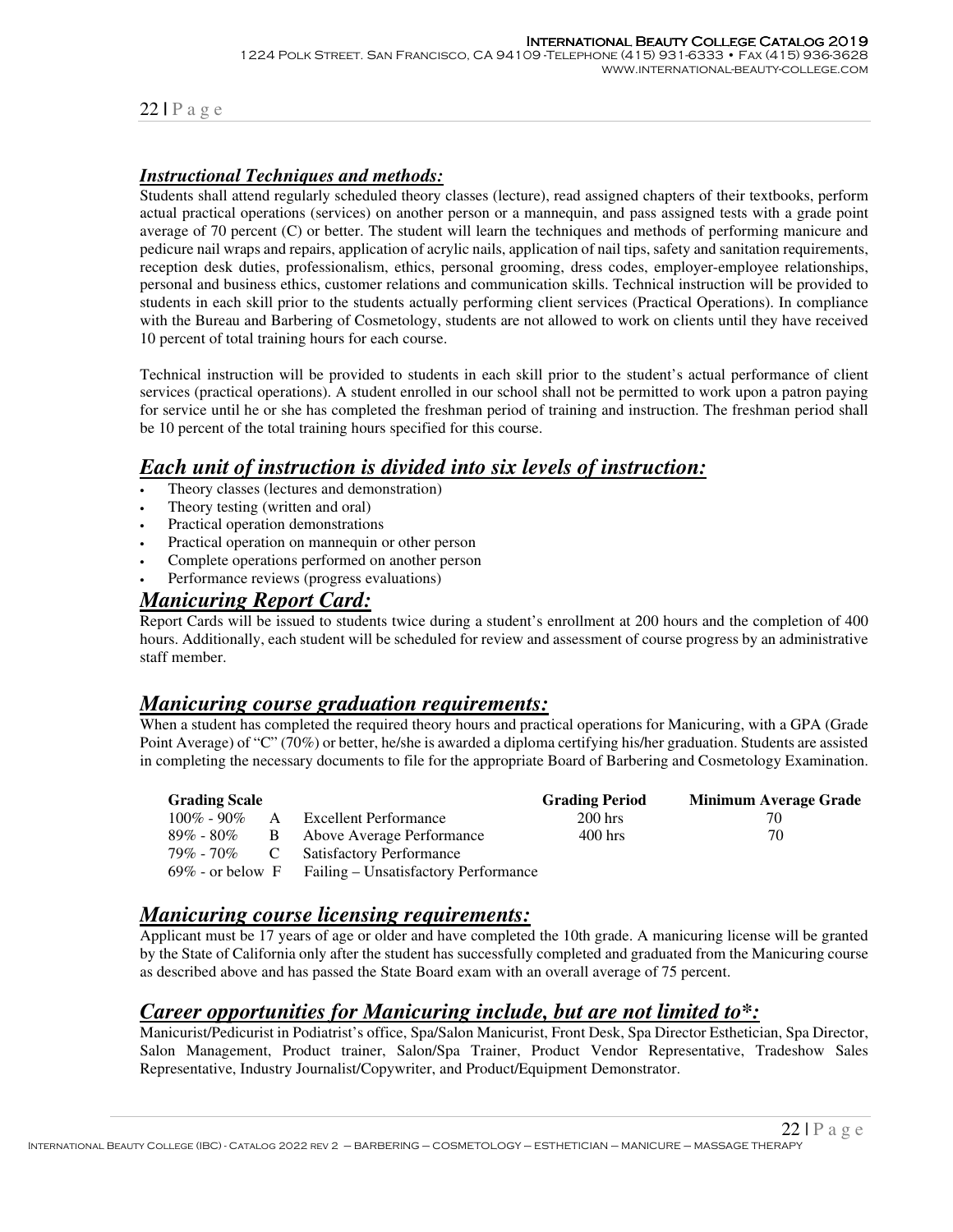### *Instructional Techniques and methods:*

Students shall attend regularly scheduled theory classes (lecture), read assigned chapters of their textbooks, perform actual practical operations (services) on another person or a mannequin, and pass assigned tests with a grade point average of 70 percent (C) or better. The student will learn the techniques and methods of performing manicure and pedicure nail wraps and repairs, application of acrylic nails, application of nail tips, safety and sanitation requirements, reception desk duties, professionalism, ethics, personal grooming, dress codes, employer-employee relationships, personal and business ethics, customer relations and communication skills. Technical instruction will be provided to students in each skill prior to the students actually performing client services (Practical Operations). In compliance with the Bureau and Barbering of Cosmetology, students are not allowed to work on clients until they have received 10 percent of total training hours for each course.

Technical instruction will be provided to students in each skill prior to the student's actual performance of client services (practical operations). A student enrolled in our school shall not be permitted to work upon a patron paying for service until he or she has completed the freshman period of training and instruction. The freshman period shall be 10 percent of the total training hours specified for this course.

## *Each unit of instruction is divided into six levels of instruction:*

- Theory classes (lectures and demonstration)
- Theory testing (written and oral)
- Practical operation demonstrations
- Practical operation on mannequin or other person
- Complete operations performed on another person
- Performance reviews (progress evaluations)

## *Manicuring Report Card:*

Report Cards will be issued to students twice during a student's enrollment at 200 hours and the completion of 400 hours. Additionally, each student will be scheduled for review and assessment of course progress by an administrative staff member.

## *Manicuring course graduation requirements:*

When a student has completed the required theory hours and practical operations for Manicuring, with a GPA (Grade Point Average) of "C" (70%) or better, he/she is awarded a diploma certifying his/her graduation. Students are assisted in completing the necessary documents to file for the appropriate Board of Barbering and Cosmetology Examination.

| Grading Scale | | | Grading Period | Minimum Average Grade |
|---|---|---|---|---|
| 100% - 90% | A | Excellent Performance | 200 hrs | 70 |
| 89% - 80% | B | Above Average Performance | 400 hrs | 70 |
| 79% - 70% | C | Satisfactory Performance | | |
| 69% - or below | F | Failing – Unsatisfactory Performance | | |

## *Manicuring course licensing requirements:*

Applicant must be 17 years of age or older and have completed the 10th grade. A manicuring license will be granted by the State of California only after the student has successfully completed and graduated from the Manicuring course as described above and has passed the State Board exam with an overall average of 75 percent.

## *Career opportunities for Manicuring include, but are not limited to\*:*

Manicurist/Pedicurist in Podiatrist's office, Spa/Salon Manicurist, Front Desk, Spa Director Esthetician, Spa Director, Salon Management, Product trainer, Salon/Spa Trainer, Product Vendor Representative, Tradeshow Sales Representative, Industry Journalist/Copywriter, and Product/Equipment Demonstrator.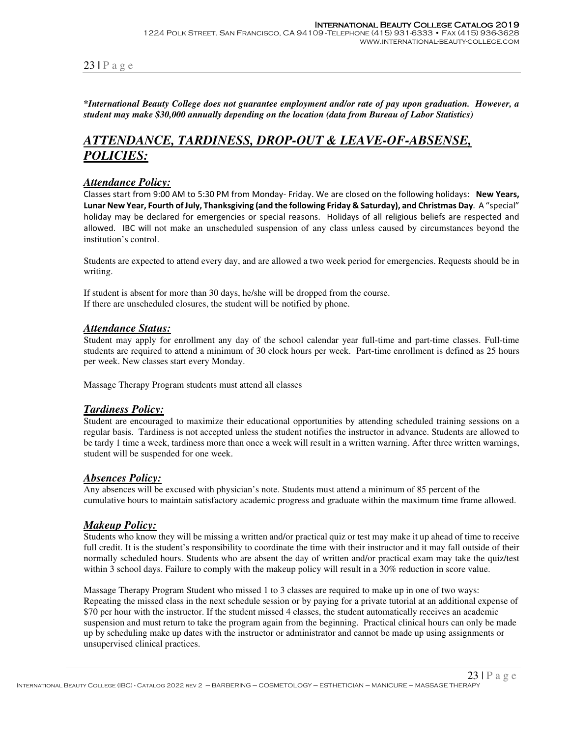***International Beauty College does not guarantee employment and/or rate of pay upon graduation. However, a student may make $30,000 annually depending on the location (data from Bureau of Labor Statistics)***

## ***ATTENDANCE, TARDINESS, DROP-OUT & LEAVE-OF-ABSENSE, POLICIES:***

### ***Attendance Policy:***

Classes start from 9:00 AM to 5:30 PM from Monday- Friday. We are closed on the following holidays: **New Years, Lunar New Year, Fourth of July, Thanksgiving (and the following Friday & Saturday), and Christmas Day**. A "special" holiday may be declared for emergencies or special reasons. Holidays of all religious beliefs are respected and allowed. IBC will not make an unscheduled suspension of any class unless caused by circumstances beyond the institution's control.

Students are expected to attend every day, and are allowed a two week period for emergencies. Requests should be in writing.

If student is absent for more than 30 days, he/she will be dropped from the course.
If there are unscheduled closures, the student will be notified by phone.

### ***Attendance Status:***

Student may apply for enrollment any day of the school calendar year full-time and part-time classes. Full-time students are required to attend a minimum of 30 clock hours per week. Part-time enrollment is defined as 25 hours per week. New classes start every Monday.

Massage Therapy Program students must attend all classes

### ***Tardiness Policy:***

Student are encouraged to maximize their educational opportunities by attending scheduled training sessions on a regular basis. Tardiness is not accepted unless the student notifies the instructor in advance. Students are allowed to be tardy 1 time a week, tardiness more than once a week will result in a written warning. After three written warnings, student will be suspended for one week.

### ***Absences Policy:***

Any absences will be excused with physician's note. Students must attend a minimum of 85 percent of the cumulative hours to maintain satisfactory academic progress and graduate within the maximum time frame allowed.

### ***Makeup Policy:***

Students who know they will be missing a written and/or practical quiz or test may make it up ahead of time to receive full credit. It is the student's responsibility to coordinate the time with their instructor and it may fall outside of their normally scheduled hours. Students who are absent the day of written and/or practical exam may take the quiz/test within 3 school days. Failure to comply with the makeup policy will result in a 30% reduction in score value.

Massage Therapy Program Student who missed 1 to 3 classes are required to make up in one of two ways: Repeating the missed class in the next schedule session or by paying for a private tutorial at an additional expense of $70 per hour with the instructor. If the student missed 4 classes, the student automatically receives an academic suspension and must return to take the program again from the beginning. Practical clinical hours can only be made up by scheduling make up dates with the instructor or administrator and cannot be made up using assignments or unsupervised clinical practices.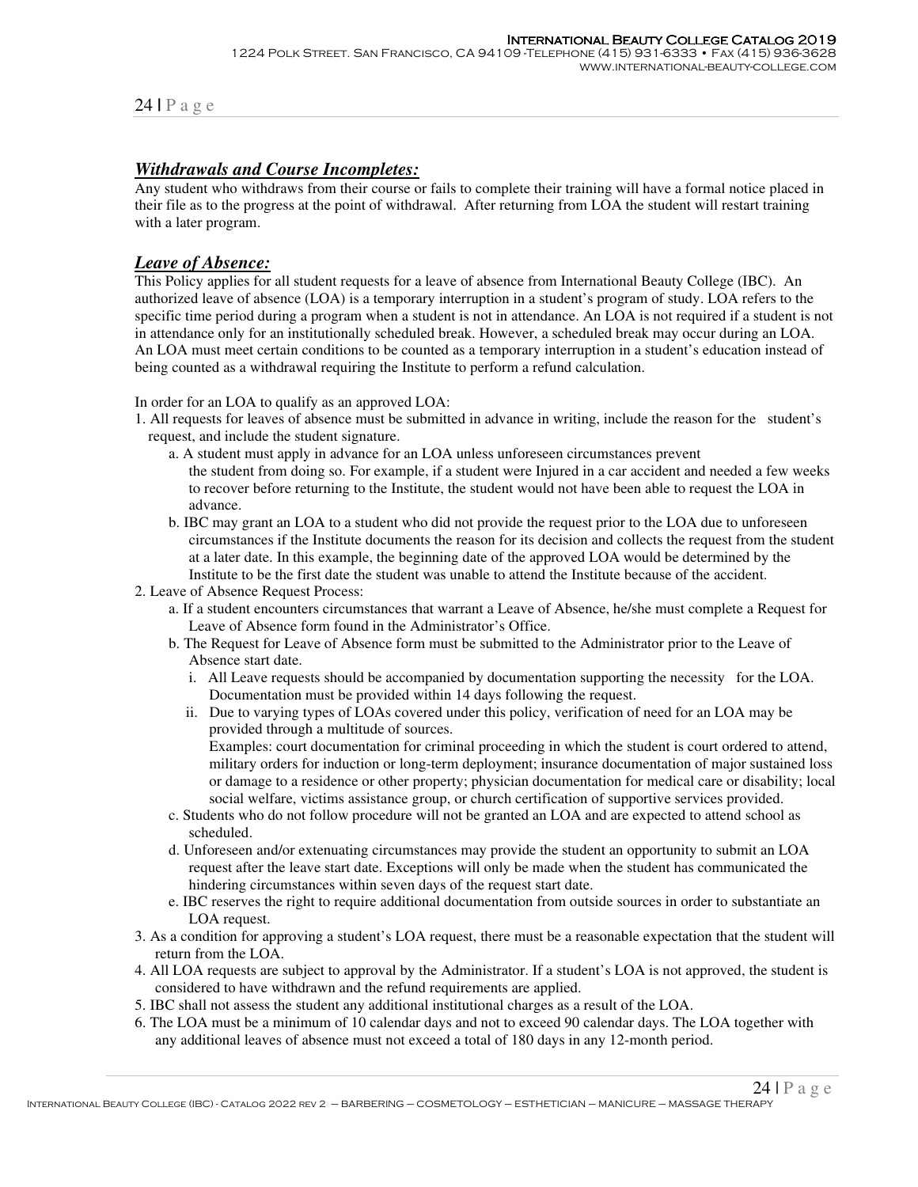## ***Withdrawals and Course Incompletes:***

Any student who withdraws from their course or fails to complete their training will have a formal notice placed in their file as to the progress at the point of withdrawal. After returning from LOA the student will restart training with a later program.

## ***Leave of Absence:***

This Policy applies for all student requests for a leave of absence from International Beauty College (IBC). An authorized leave of absence (LOA) is a temporary interruption in a student's program of study. LOA refers to the specific time period during a program when a student is not in attendance. An LOA is not required if a student is not in attendance only for an institutionally scheduled break. However, a scheduled break may occur during an LOA. An LOA must meet certain conditions to be counted as a temporary interruption in a student's education instead of being counted as a withdrawal requiring the Institute to perform a refund calculation.

In order for an LOA to qualify as an approved LOA:

1. All requests for leaves of absence must be submitted in advance in writing, include the reason for the student's request, and include the student signature.
   a. A student must apply in advance for an LOA unless unforeseen circumstances prevent the student from doing so. For example, if a student were Injured in a car accident and needed a few weeks to recover before returning to the Institute, the student would not have been able to request the LOA in advance.
   b. IBC may grant an LOA to a student who did not provide the request prior to the LOA due to unforeseen circumstances if the Institute documents the reason for its decision and collects the request from the student at a later date. In this example, the beginning date of the approved LOA would be determined by the Institute to be the first date the student was unable to attend the Institute because of the accident.
2. Leave of Absence Request Process:
   a. If a student encounters circumstances that warrant a Leave of Absence, he/she must complete a Request for Leave of Absence form found in the Administrator's Office.
   b. The Request for Leave of Absence form must be submitted to the Administrator prior to the Leave of Absence start date.
      i. All Leave requests should be accompanied by documentation supporting the necessity for the LOA. Documentation must be provided within 14 days following the request.
      ii. Due to varying types of LOAs covered under this policy, verification of need for an LOA may be provided through a multitude of sources.
      Examples: court documentation for criminal proceeding in which the student is court ordered to attend, military orders for induction or long-term deployment; insurance documentation of major sustained loss or damage to a residence or other property; physician documentation for medical care or disability; local social welfare, victims assistance group, or church certification of supportive services provided.
   c. Students who do not follow procedure will not be granted an LOA and are expected to attend school as scheduled.
   d. Unforeseen and/or extenuating circumstances may provide the student an opportunity to submit an LOA request after the leave start date. Exceptions will only be made when the student has communicated the hindering circumstances within seven days of the request start date.
   e. IBC reserves the right to require additional documentation from outside sources in order to substantiate an LOA request.
3. As a condition for approving a student's LOA request, there must be a reasonable expectation that the student will return from the LOA.
4. All LOA requests are subject to approval by the Administrator. If a student's LOA is not approved, the student is considered to have withdrawn and the refund requirements are applied.
5. IBC shall not assess the student any additional institutional charges as a result of the LOA.
6. The LOA must be a minimum of 10 calendar days and not to exceed 90 calendar days. The LOA together with any additional leaves of absence must not exceed a total of 180 days in any 12-month period.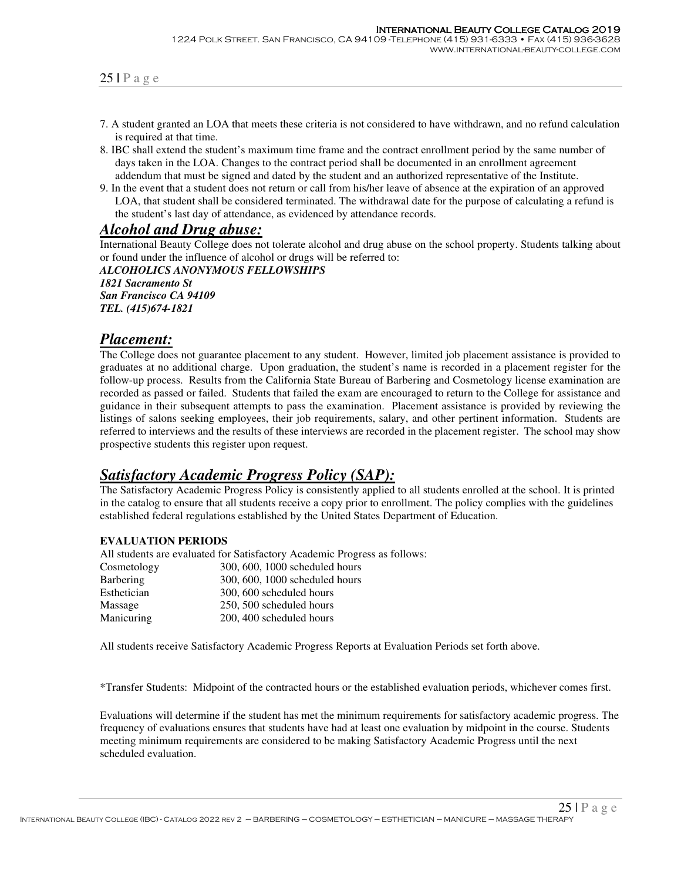7. A student granted an LOA that meets these criteria is not considered to have withdrawn, and no refund calculation is required at that time.
8. IBC shall extend the student's maximum time frame and the contract enrollment period by the same number of days taken in the LOA. Changes to the contract period shall be documented in an enrollment agreement addendum that must be signed and dated by the student and an authorized representative of the Institute.
9. In the event that a student does not return or call from his/her leave of absence at the expiration of an approved LOA, that student shall be considered terminated. The withdrawal date for the purpose of calculating a refund is the student's last day of attendance, as evidenced by attendance records.

## ***Alcohol and Drug abuse:***

International Beauty College does not tolerate alcohol and drug abuse on the school property. Students talking about or found under the influence of alcohol or drugs will be referred to:

***ALCOHOLICS ANONYMOUS FELLOWSHIPS***
***1821 Sacramento St***
***San Francisco CA 94109***
***TEL. (415)674-1821***

## ***Placement:***

The College does not guarantee placement to any student. However, limited job placement assistance is provided to graduates at no additional charge. Upon graduation, the student's name is recorded in a placement register for the follow-up process. Results from the California State Bureau of Barbering and Cosmetology license examination are recorded as passed or failed. Students that failed the exam are encouraged to return to the College for assistance and guidance in their subsequent attempts to pass the examination. Placement assistance is provided by reviewing the listings of salons seeking employees, their job requirements, salary, and other pertinent information. Students are referred to interviews and the results of these interviews are recorded in the placement register. The school may show prospective students this register upon request.

## ***Satisfactory Academic Progress Policy (SAP):***

The Satisfactory Academic Progress Policy is consistently applied to all students enrolled at the school. It is printed in the catalog to ensure that all students receive a copy prior to enrollment. The policy complies with the guidelines established federal regulations established by the United States Department of Education.

**EVALUATION PERIODS**

All students are evaluated for Satisfactory Academic Progress as follows:

| | |
|---|---|
| Cosmetology | 300, 600, 1000 scheduled hours |
| Barbering | 300, 600, 1000 scheduled hours |
| Esthetician | 300, 600 scheduled hours |
| Massage | 250, 500 scheduled hours |
| Manicuring | 200, 400 scheduled hours |

All students receive Satisfactory Academic Progress Reports at Evaluation Periods set forth above.

*Transfer Students: Midpoint of the contracted hours or the established evaluation periods, whichever comes first.

Evaluations will determine if the student has met the minimum requirements for satisfactory academic progress. The frequency of evaluations ensures that students have had at least one evaluation by midpoint in the course. Students meeting minimum requirements are considered to be making Satisfactory Academic Progress until the next scheduled evaluation.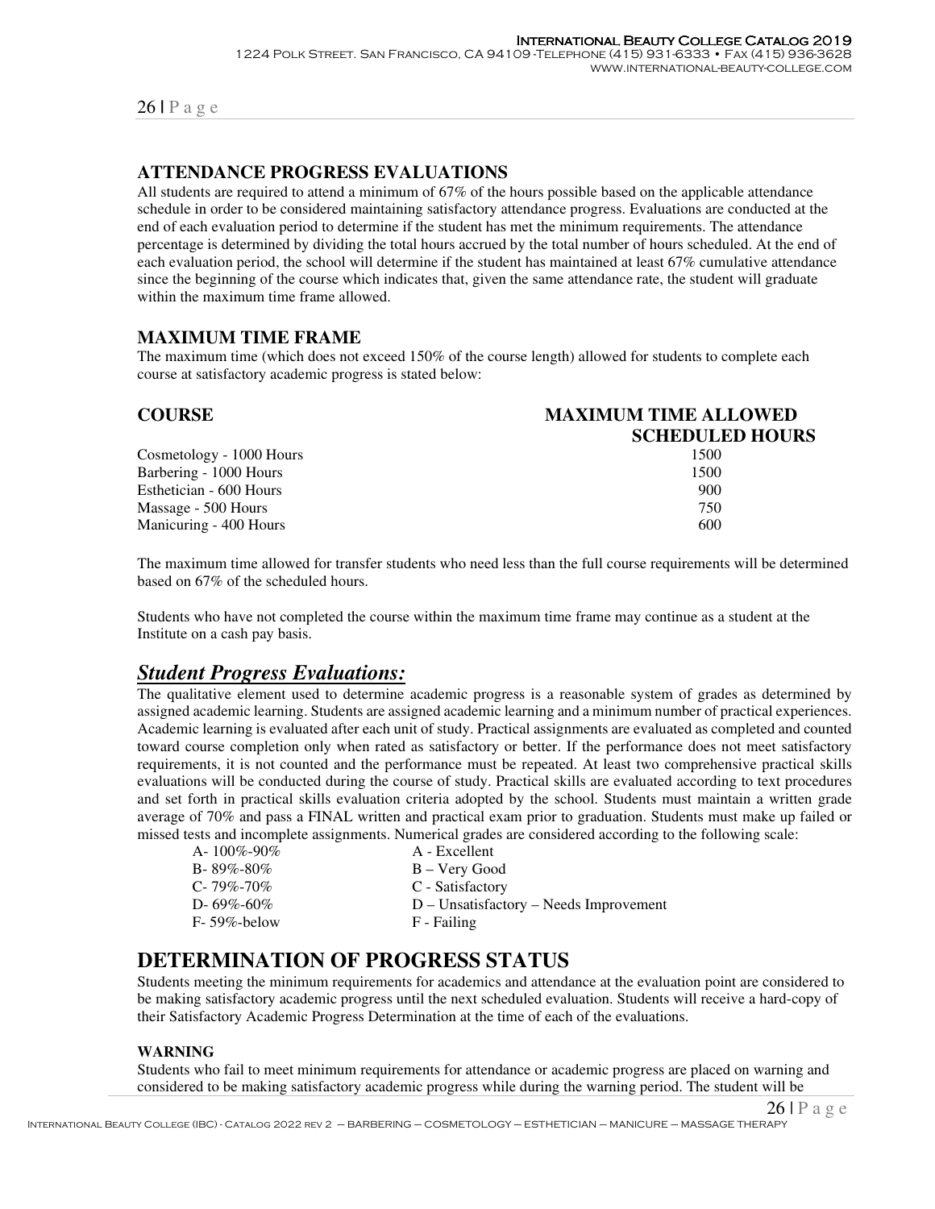## ATTENDANCE PROGRESS EVALUATIONS

All students are required to attend a minimum of 67% of the hours possible based on the applicable attendance schedule in order to be considered maintaining satisfactory attendance progress. Evaluations are conducted at the end of each evaluation period to determine if the student has met the minimum requirements. The attendance percentage is determined by dividing the total hours accrued by the total number of hours scheduled. At the end of each evaluation period, the school will determine if the student has maintained at least 67% cumulative attendance since the beginning of the course which indicates that, given the same attendance rate, the student will graduate within the maximum time frame allowed.

## MAXIMUM TIME FRAME

The maximum time (which does not exceed 150% of the course length) allowed for students to complete each course at satisfactory academic progress is stated below:

| COURSE | MAXIMUM TIME ALLOWED SCHEDULED HOURS |
|---|---|
| Cosmetology - 1000 Hours | 1500 |
| Barbering - 1000 Hours | 1500 |
| Esthetician - 600 Hours | 900 |
| Massage - 500 Hours | 750 |
| Manicuring - 400 Hours | 600 |

The maximum time allowed for transfer students who need less than the full course requirements will be determined based on 67% of the scheduled hours.

Students who have not completed the course within the maximum time frame may continue as a student at the Institute on a cash pay basis.

## ***Student Progress Evaluations:***

The qualitative element used to determine academic progress is a reasonable system of grades as determined by assigned academic learning. Students are assigned academic learning and a minimum number of practical experiences. Academic learning is evaluated after each unit of study. Practical assignments are evaluated as completed and counted toward course completion only when rated as satisfactory or better. If the performance does not meet satisfactory requirements, it is not counted and the performance must be repeated. At least two comprehensive practical skills evaluations will be conducted during the course of study. Practical skills are evaluated according to text procedures and set forth in practical skills evaluation criteria adopted by the school. Students must maintain a written grade average of 70% and pass a FINAL written and practical exam prior to graduation. Students must make up failed or missed tests and incomplete assignments. Numerical grades are considered according to the following scale:

| | |
|---|---|
| A- 100%-90% | A - Excellent |
| B- 89%-80% | B – Very Good |
| C- 79%-70% | C - Satisfactory |
| D- 69%-60% | D – Unsatisfactory – Needs Improvement |
| F- 59%-below | F - Failing |

# DETERMINATION OF PROGRESS STATUS

Students meeting the minimum requirements for academics and attendance at the evaluation point are considered to be making satisfactory academic progress until the next scheduled evaluation. Students will receive a hard-copy of their Satisfactory Academic Progress Determination at the time of each of the evaluations.

### WARNING

Students who fail to meet minimum requirements for attendance or academic progress are placed on warning and considered to be making satisfactory academic progress while during the warning period. The student will be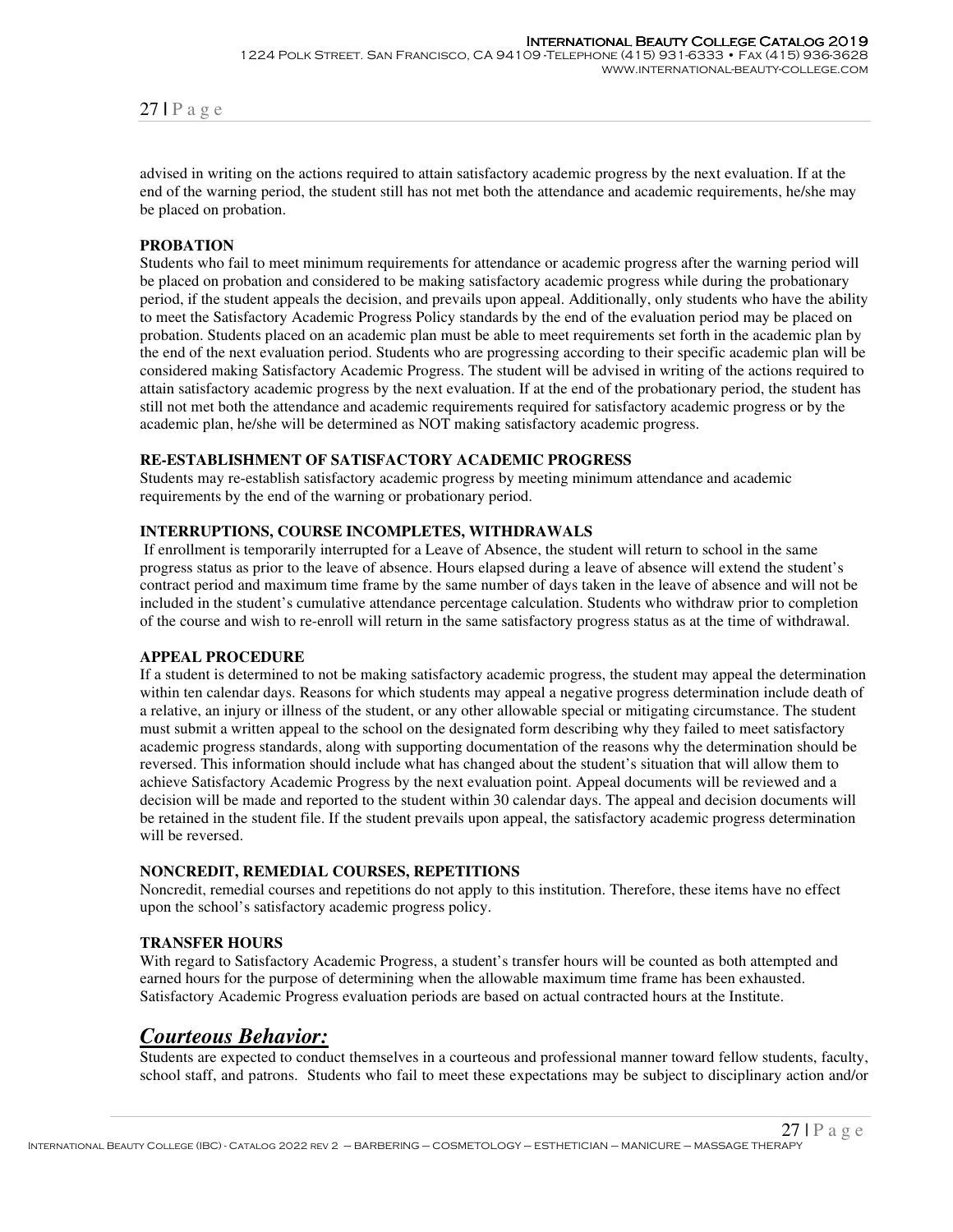advised in writing on the actions required to attain satisfactory academic progress by the next evaluation. If at the end of the warning period, the student still has not met both the attendance and academic requirements, he/she may be placed on probation.

**PROBATION**

Students who fail to meet minimum requirements for attendance or academic progress after the warning period will be placed on probation and considered to be making satisfactory academic progress while during the probationary period, if the student appeals the decision, and prevails upon appeal. Additionally, only students who have the ability to meet the Satisfactory Academic Progress Policy standards by the end of the evaluation period may be placed on probation. Students placed on an academic plan must be able to meet requirements set forth in the academic plan by the end of the next evaluation period. Students who are progressing according to their specific academic plan will be considered making Satisfactory Academic Progress. The student will be advised in writing of the actions required to attain satisfactory academic progress by the next evaluation. If at the end of the probationary period, the student has still not met both the attendance and academic requirements required for satisfactory academic progress or by the academic plan, he/she will be determined as NOT making satisfactory academic progress.

**RE-ESTABLISHMENT OF SATISFACTORY ACADEMIC PROGRESS**

Students may re-establish satisfactory academic progress by meeting minimum attendance and academic requirements by the end of the warning or probationary period.

**INTERRUPTIONS, COURSE INCOMPLETES, WITHDRAWALS**

If enrollment is temporarily interrupted for a Leave of Absence, the student will return to school in the same progress status as prior to the leave of absence. Hours elapsed during a leave of absence will extend the student's contract period and maximum time frame by the same number of days taken in the leave of absence and will not be included in the student's cumulative attendance percentage calculation. Students who withdraw prior to completion of the course and wish to re-enroll will return in the same satisfactory progress status as at the time of withdrawal.

**APPEAL PROCEDURE**

If a student is determined to not be making satisfactory academic progress, the student may appeal the determination within ten calendar days. Reasons for which students may appeal a negative progress determination include death of a relative, an injury or illness of the student, or any other allowable special or mitigating circumstance. The student must submit a written appeal to the school on the designated form describing why they failed to meet satisfactory academic progress standards, along with supporting documentation of the reasons why the determination should be reversed. This information should include what has changed about the student's situation that will allow them to achieve Satisfactory Academic Progress by the next evaluation point. Appeal documents will be reviewed and a decision will be made and reported to the student within 30 calendar days. The appeal and decision documents will be retained in the student file. If the student prevails upon appeal, the satisfactory academic progress determination will be reversed.

**NONCREDIT, REMEDIAL COURSES, REPETITIONS**

Noncredit, remedial courses and repetitions do not apply to this institution. Therefore, these items have no effect upon the school's satisfactory academic progress policy.

**TRANSFER HOURS**

With regard to Satisfactory Academic Progress, a student's transfer hours will be counted as both attempted and earned hours for the purpose of determining when the allowable maximum time frame has been exhausted. Satisfactory Academic Progress evaluation periods are based on actual contracted hours at the Institute.

## ***Courteous Behavior:***

Students are expected to conduct themselves in a courteous and professional manner toward fellow students, faculty, school staff, and patrons. Students who fail to meet these expectations may be subject to disciplinary action and/or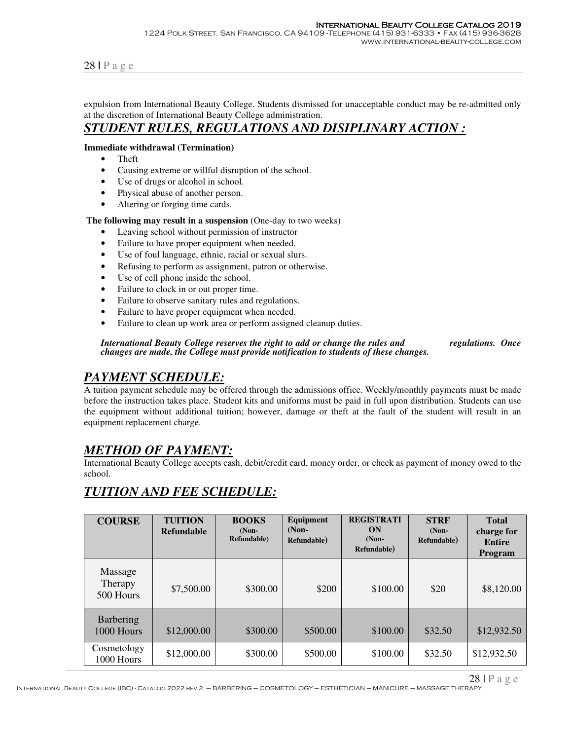expulsion from International Beauty College. Students dismissed for unacceptable conduct may be re-admitted only at the discretion of International Beauty College administration.

## ***STUDENT RULES, REGULATIONS AND DISIPLINARY ACTION :***

**Immediate withdrawal (Termination)**

- Theft
- Causing extreme or willful disruption of the school.
- Use of drugs or alcohol in school.
- Physical abuse of another person.
- Altering or forging time cards.

**The following may result in a suspension** (One-day to two weeks)

- Leaving school without permission of instructor
- Failure to have proper equipment when needed.
- Use of foul language, ethnic, racial or sexual slurs.
- Refusing to perform as assignment, patron or otherwise.
- Use of cell phone inside the school.
- Failure to clock in or out proper time.
- Failure to observe sanitary rules and regulations.
- Failure to have proper equipment when needed.
- Failure to clean up work area or perform assigned cleanup duties.

***International Beauty College reserves the right to add or change the rules and regulations. Once changes are made, the College must provide notification to students of these changes.***

## ***PAYMENT SCHEDULE:***

A tuition payment schedule may be offered through the admissions office. Weekly/monthly payments must be made before the instruction takes place. Student kits and uniforms must be paid in full upon distribution. Students can use the equipment without additional tuition; however, damage or theft at the fault of the student will result in an equipment replacement charge.

## ***METHOD OF PAYMENT:***

International Beauty College accepts cash, debit/credit card, money order, or check as payment of money owed to the school.

## ***TUITION AND FEE SCHEDULE:***

| COURSE | TUITION Refundable | BOOKS (Non-Refundable) | Equipment (Non-Refundable) | REGISTRATION (Non-Refundable) | STRF (Non-Refundable) | Total charge for Entire Program |
|---|---|---|---|---|---|---|
| Massage Therapy 500 Hours | $7,500.00 | $300.00 | $200 | $100.00 | $20 | $8,120.00 |
| Barbering 1000 Hours | $12,000.00 | $300.00 | $500.00 | $100.00 | $32.50 | $12,932.50 |
| Cosmetology 1000 Hours | $12,000.00 | $300.00 | $500.00 | $100.00 | $32.50 | $12,932.50 |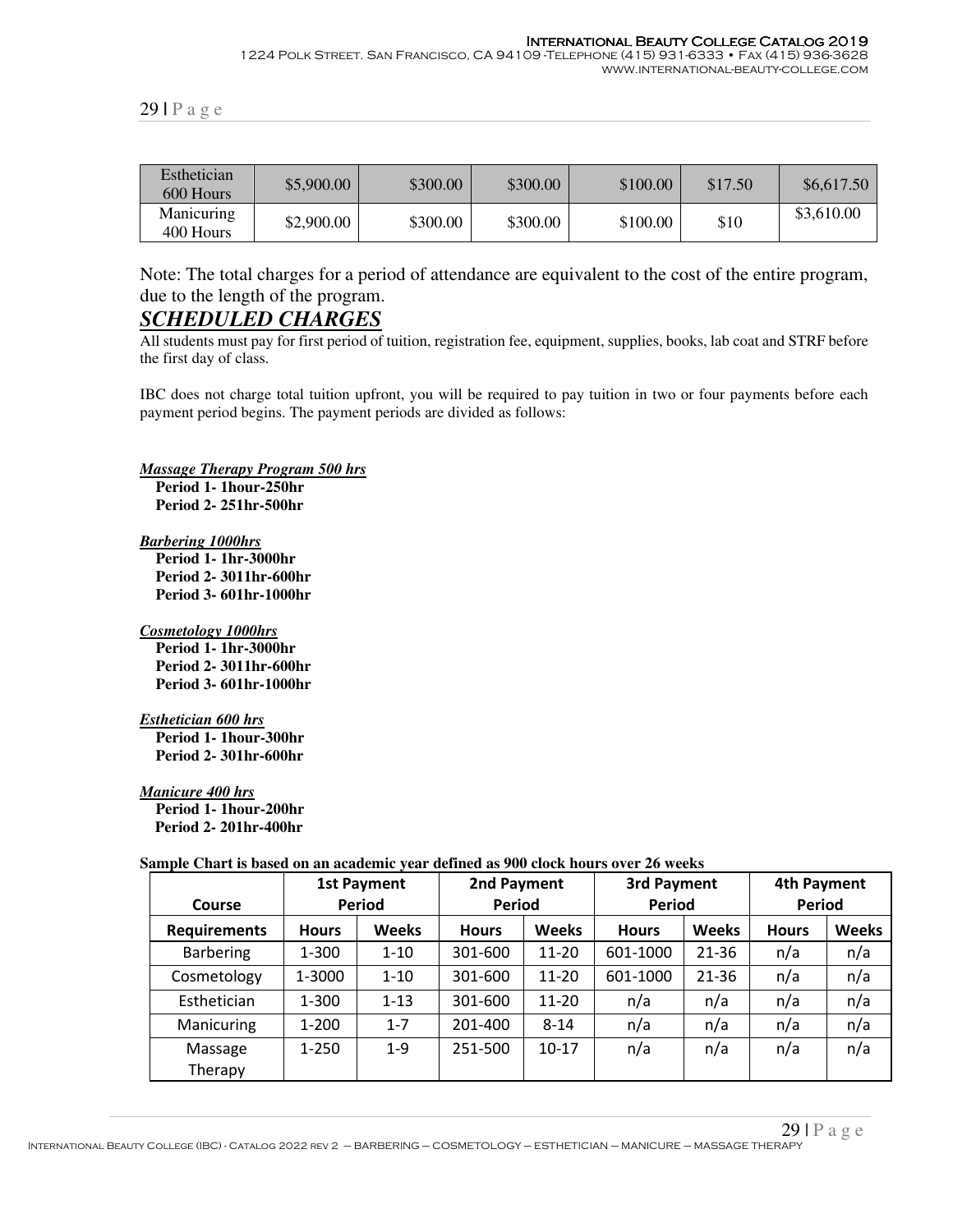| Esthetician 600 Hours | \$5,900.00 | \$300.00 | \$300.00 | \$100.00 | \$17.50 | \$6,617.50 |
|---|---|---|---|---|---|---|
| Manicuring 400 Hours | \$2,900.00 | \$300.00 | \$300.00 | \$100.00 | \$10 | \$3,610.00 |

Note: The total charges for a period of attendance are equivalent to the cost of the entire program, due to the length of the program.

## ***SCHEDULED CHARGES***

All students must pay for first period of tuition, registration fee, equipment, supplies, books, lab coat and STRF before the first day of class.

IBC does not charge total tuition upfront, you will be required to pay tuition in two or four payments before each payment period begins. The payment periods are divided as follows:

***Massage Therapy Program 500 hrs***

**Period 1- 1hour-250hr**
**Period 2- 251hr-500hr**

***Barbering 1000hrs***

**Period 1- 1hr-3000hr**
**Period 2- 3011hr-600hr**
**Period 3- 601hr-1000hr**

***Cosmetology 1000hrs***

**Period 1- 1hr-3000hr**
**Period 2- 3011hr-600hr**
**Period 3- 601hr-1000hr**

***Esthetician 600 hrs***

**Period 1- 1hour-300hr**
**Period 2- 301hr-600hr**

***Manicure 400 hrs***

**Period 1- 1hour-200hr**
**Period 2- 201hr-400hr**

**Sample Chart is based on an academic year defined as 900 clock hours over 26 weeks**

| Course | 1st Payment Period | | 2nd Payment Period | | 3rd Payment Period | | 4th Payment Period | |
|---|---|---|---|---|---|---|---|---|
| **Requirements** | **Hours** | **Weeks** | **Hours** | **Weeks** | **Hours** | **Weeks** | **Hours** | **Weeks** |
| Barbering | 1-300 | 1-10 | 301-600 | 11-20 | 601-1000 | 21-36 | n/a | n/a |
| Cosmetology | 1-3000 | 1-10 | 301-600 | 11-20 | 601-1000 | 21-36 | n/a | n/a |
| Esthetician | 1-300 | 1-13 | 301-600 | 11-20 | n/a | n/a | n/a | n/a |
| Manicuring | 1-200 | 1-7 | 201-400 | 8-14 | n/a | n/a | n/a | n/a |
| Massage Therapy | 1-250 | 1-9 | 251-500 | 10-17 | n/a | n/a | n/a | n/a |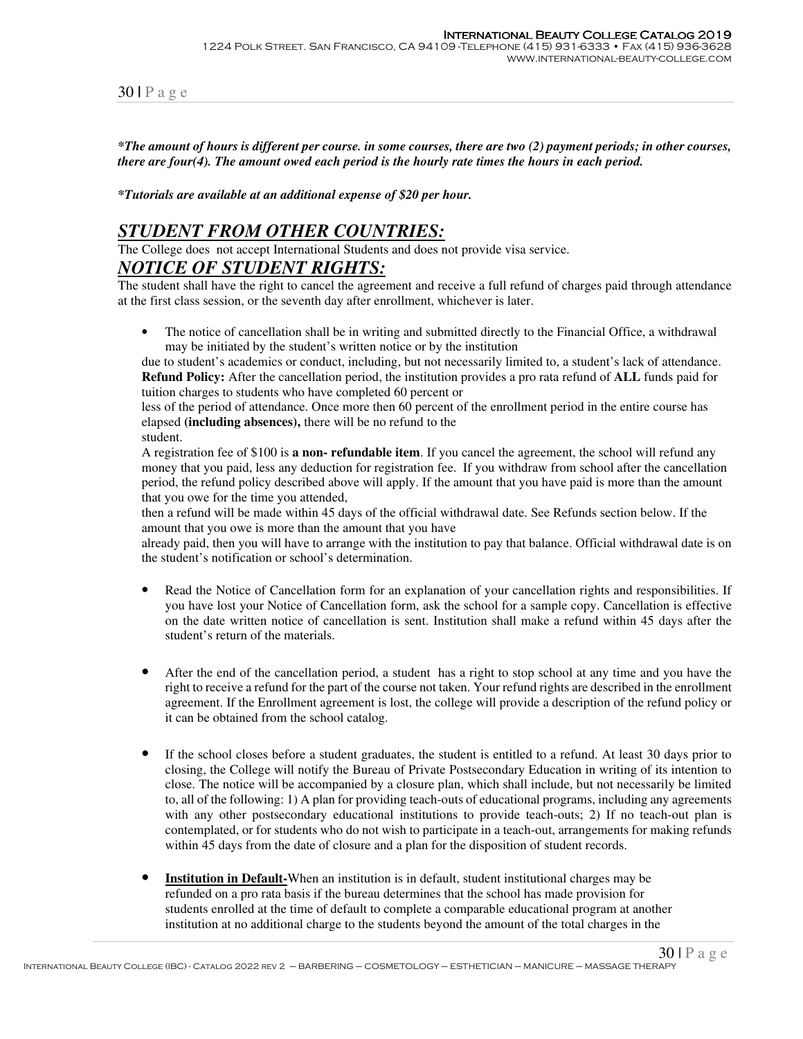*\*The amount of hours is different per course. in some courses, there are two (2) payment periods; in other courses, there are four(4). The amount owed each period is the hourly rate times the hours in each period.*

*\*Tutorials are available at an additional expense of $20 per hour.*

## ***STUDENT FROM OTHER COUNTRIES:***

The College does not accept International Students and does not provide visa service.

## ***NOTICE OF STUDENT RIGHTS:***

The student shall have the right to cancel the agreement and receive a full refund of charges paid through attendance at the first class session, or the seventh day after enrollment, whichever is later.

- The notice of cancellation shall be in writing and submitted directly to the Financial Office, a withdrawal may be initiated by the student's written notice or by the institution

due to student's academics or conduct, including, but not necessarily limited to, a student's lack of attendance. **Refund Policy:** After the cancellation period, the institution provides a pro rata refund of **ALL** funds paid for tuition charges to students who have completed 60 percent or less of the period of attendance. Once more then 60 percent of the enrollment period in the entire course has elapsed **(including absences),** there will be no refund to the student.

A registration fee of $100 is **a non- refundable item**. If you cancel the agreement, the school will refund any money that you paid, less any deduction for registration fee. If you withdraw from school after the cancellation period, the refund policy described above will apply. If the amount that you have paid is more than the amount that you owe for the time you attended, then a refund will be made within 45 days of the official withdrawal date. See Refunds section below. If the amount that you owe is more than the amount that you have already paid, then you will have to arrange with the institution to pay that balance. Official withdrawal date is on the student's notification or school's determination.

- Read the Notice of Cancellation form for an explanation of your cancellation rights and responsibilities. If you have lost your Notice of Cancellation form, ask the school for a sample copy. Cancellation is effective on the date written notice of cancellation is sent. Institution shall make a refund within 45 days after the student's return of the materials.

- After the end of the cancellation period, a student has a right to stop school at any time and you have the right to receive a refund for the part of the course not taken. Your refund rights are described in the enrollment agreement. If the Enrollment agreement is lost, the college will provide a description of the refund policy or it can be obtained from the school catalog.

- If the school closes before a student graduates, the student is entitled to a refund. At least 30 days prior to closing, the College will notify the Bureau of Private Postsecondary Education in writing of its intention to close. The notice will be accompanied by a closure plan, which shall include, but not necessarily be limited to, all of the following: 1) A plan for providing teach-outs of educational programs, including any agreements with any other postsecondary educational institutions to provide teach-outs; 2) If no teach-out plan is contemplated, or for students who do not wish to participate in a teach-out, arrangements for making refunds within 45 days from the date of closure and a plan for the disposition of student records.

- **Institution in Default-**When an institution is in default, student institutional charges may be refunded on a pro rata basis if the bureau determines that the school has made provision for students enrolled at the time of default to complete a comparable educational program at another institution at no additional charge to the students beyond the amount of the total charges in the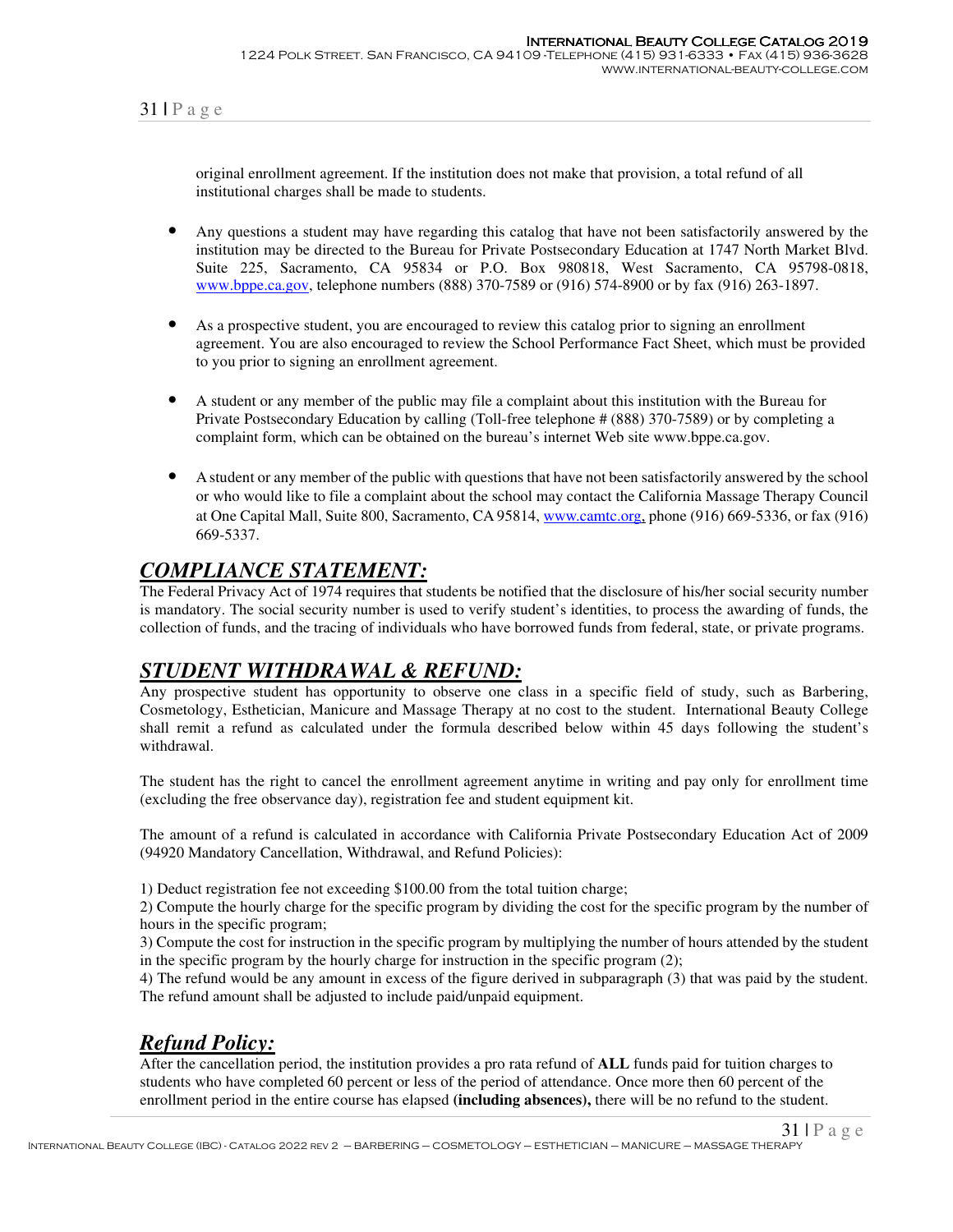original enrollment agreement. If the institution does not make that provision, a total refund of all institutional charges shall be made to students.

- Any questions a student may have regarding this catalog that have not been satisfactorily answered by the institution may be directed to the Bureau for Private Postsecondary Education at 1747 North Market Blvd. Suite 225, Sacramento, CA 95834 or P.O. Box 980818, West Sacramento, CA 95798-0818, www.bppe.ca.gov, telephone numbers (888) 370-7589 or (916) 574-8900 or by fax (916) 263-1897.

- As a prospective student, you are encouraged to review this catalog prior to signing an enrollment agreement. You are also encouraged to review the School Performance Fact Sheet, which must be provided to you prior to signing an enrollment agreement.

- A student or any member of the public may file a complaint about this institution with the Bureau for Private Postsecondary Education by calling (Toll-free telephone # (888) 370-7589) or by completing a complaint form, which can be obtained on the bureau's internet Web site www.bppe.ca.gov.

- A student or any member of the public with questions that have not been satisfactorily answered by the school or who would like to file a complaint about the school may contact the California Massage Therapy Council at One Capital Mall, Suite 800, Sacramento, CA 95814, www.camtc.org, phone (916) 669-5336, or fax (916) 669-5337.

## *COMPLIANCE STATEMENT:*

The Federal Privacy Act of 1974 requires that students be notified that the disclosure of his/her social security number is mandatory. The social security number is used to verify student's identities, to process the awarding of funds, the collection of funds, and the tracing of individuals who have borrowed funds from federal, state, or private programs.

## *STUDENT WITHDRAWAL & REFUND:*

Any prospective student has opportunity to observe one class in a specific field of study, such as Barbering, Cosmetology, Esthetician, Manicure and Massage Therapy at no cost to the student. International Beauty College shall remit a refund as calculated under the formula described below within 45 days following the student's withdrawal.

The student has the right to cancel the enrollment agreement anytime in writing and pay only for enrollment time (excluding the free observance day), registration fee and student equipment kit.

The amount of a refund is calculated in accordance with California Private Postsecondary Education Act of 2009 (94920 Mandatory Cancellation, Withdrawal, and Refund Policies):

1) Deduct registration fee not exceeding $100.00 from the total tuition charge;
2) Compute the hourly charge for the specific program by dividing the cost for the specific program by the number of hours in the specific program;
3) Compute the cost for instruction in the specific program by multiplying the number of hours attended by the student in the specific program by the hourly charge for instruction in the specific program (2);
4) The refund would be any amount in excess of the figure derived in subparagraph (3) that was paid by the student. The refund amount shall be adjusted to include paid/unpaid equipment.

## *Refund Policy:*

After the cancellation period, the institution provides a pro rata refund of **ALL** funds paid for tuition charges to students who have completed 60 percent or less of the period of attendance. Once more then 60 percent of the enrollment period in the entire course has elapsed **(including absences),** there will be no refund to the student.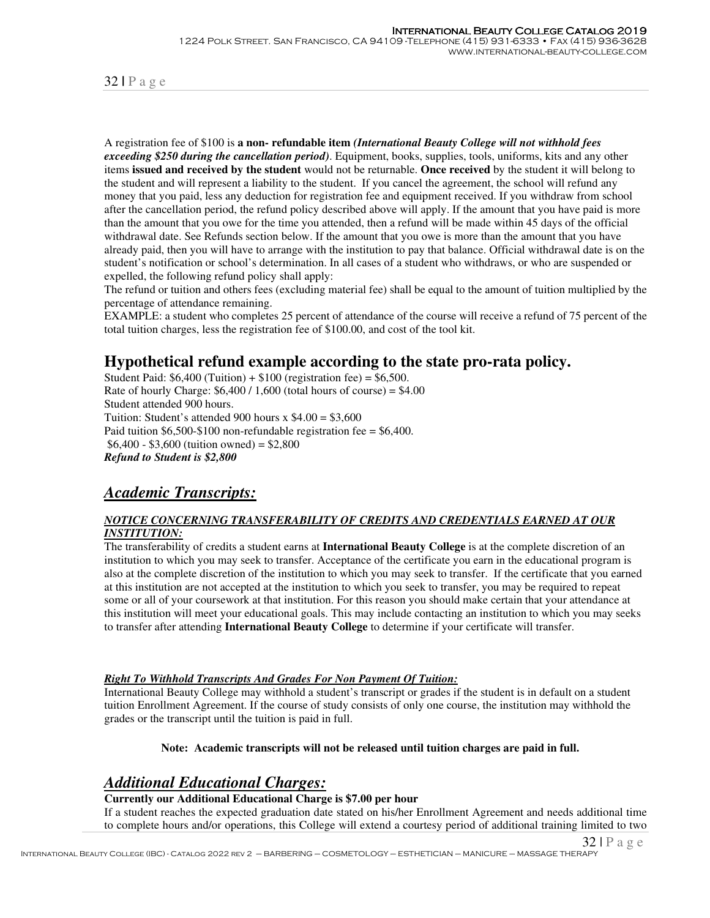A registration fee of $100 is **a non- refundable item *(International Beauty College will not withhold fees exceeding $250 during the cancellation period)***. Equipment, books, supplies, tools, uniforms, kits and any other items **issued and received by the student** would not be returnable. **Once received** by the student it will belong to the student and will represent a liability to the student. If you cancel the agreement, the school will refund any money that you paid, less any deduction for registration fee and equipment received. If you withdraw from school after the cancellation period, the refund policy described above will apply. If the amount that you have paid is more than the amount that you owe for the time you attended, then a refund will be made within 45 days of the official withdrawal date. See Refunds section below. If the amount that you owe is more than the amount that you have already paid, then you will have to arrange with the institution to pay that balance. Official withdrawal date is on the student's notification or school's determination. In all cases of a student who withdraws, or who are suspended or expelled, the following refund policy shall apply:

The refund or tuition and others fees (excluding material fee) shall be equal to the amount of tuition multiplied by the percentage of attendance remaining.

EXAMPLE: a student who completes 25 percent of attendance of the course will receive a refund of 75 percent of the total tuition charges, less the registration fee of $100.00, and cost of the tool kit.

## Hypothetical refund example according to the state pro-rata policy.

Student Paid: $6,400 (Tuition) + $100 (registration fee) = $6,500.
Rate of hourly Charge: $6,400 / 1,600 (total hours of course) = $4.00
Student attended 900 hours.
Tuition: Student's attended 900 hours x $4.00 = $3,600
Paid tuition $6,500-$100 non-refundable registration fee = $6,400.
$6,400 - $3,600 (tuition owned) = $2,800
***Refund to Student is $2,800***

## *Academic Transcripts:*

***NOTICE CONCERNING TRANSFERABILITY OF CREDITS AND CREDENTIALS EARNED AT OUR INSTITUTION:***

The transferability of credits a student earns at **International Beauty College** is at the complete discretion of an institution to which you may seek to transfer. Acceptance of the certificate you earn in the educational program is also at the complete discretion of the institution to which you may seek to transfer. If the certificate that you earned at this institution are not accepted at the institution to which you seek to transfer, you may be required to repeat some or all of your coursework at that institution. For this reason you should make certain that your attendance at this institution will meet your educational goals. This may include contacting an institution to which you may seeks to transfer after attending **International Beauty College** to determine if your certificate will transfer.

***Right To Withhold Transcripts And Grades For Non Payment Of Tuition:***

International Beauty College may withhold a student's transcript or grades if the student is in default on a student tuition Enrollment Agreement. If the course of study consists of only one course, the institution may withhold the grades or the transcript until the tuition is paid in full.

**Note: Academic transcripts will not be released until tuition charges are paid in full.**

## *Additional Educational Charges:*

**Currently our Additional Educational Charge is $7.00 per hour**

If a student reaches the expected graduation date stated on his/her Enrollment Agreement and needs additional time to complete hours and/or operations, this College will extend a courtesy period of additional training limited to two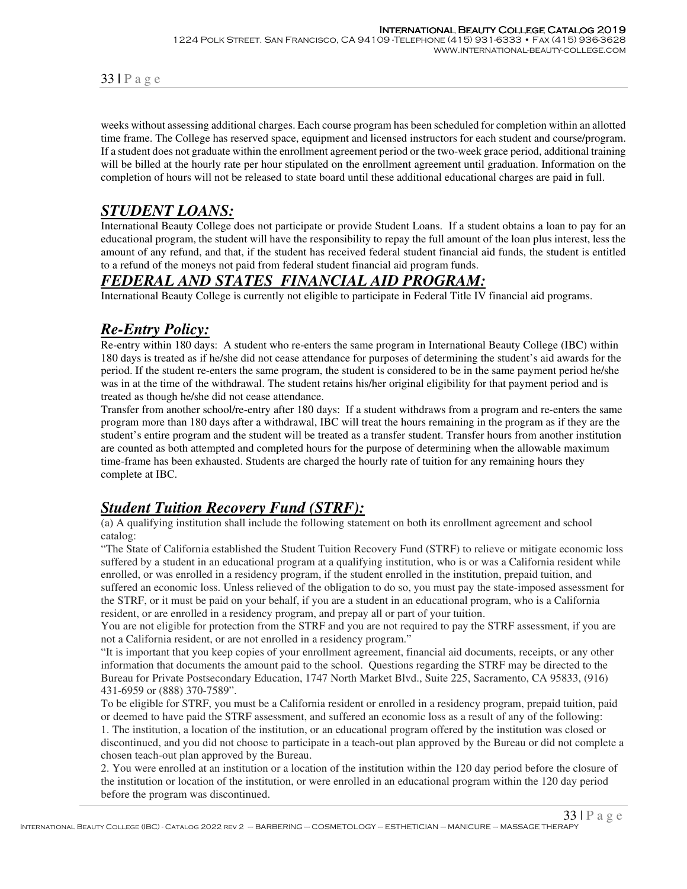weeks without assessing additional charges. Each course program has been scheduled for completion within an allotted time frame. The College has reserved space, equipment and licensed instructors for each student and course/program. If a student does not graduate within the enrollment agreement period or the two-week grace period, additional training will be billed at the hourly rate per hour stipulated on the enrollment agreement until graduation. Information on the completion of hours will not be released to state board until these additional educational charges are paid in full.

## ***STUDENT LOANS:***

International Beauty College does not participate or provide Student Loans. If a student obtains a loan to pay for an educational program, the student will have the responsibility to repay the full amount of the loan plus interest, less the amount of any refund, and that, if the student has received federal student financial aid funds, the student is entitled to a refund of the moneys not paid from federal student financial aid program funds.

## ***FEDERAL AND STATES FINANCIAL AID PROGRAM:***

International Beauty College is currently not eligible to participate in Federal Title IV financial aid programs.

## ***Re-Entry Policy:***

Re-entry within 180 days: A student who re-enters the same program in International Beauty College (IBC) within 180 days is treated as if he/she did not cease attendance for purposes of determining the student's aid awards for the period. If the student re-enters the same program, the student is considered to be in the same payment period he/she was in at the time of the withdrawal. The student retains his/her original eligibility for that payment period and is treated as though he/she did not cease attendance.

Transfer from another school/re-entry after 180 days: If a student withdraws from a program and re-enters the same program more than 180 days after a withdrawal, IBC will treat the hours remaining in the program as if they are the student's entire program and the student will be treated as a transfer student. Transfer hours from another institution are counted as both attempted and completed hours for the purpose of determining when the allowable maximum time-frame has been exhausted. Students are charged the hourly rate of tuition for any remaining hours they complete at IBC.

## ***Student Tuition Recovery Fund (STRF):***

(a) A qualifying institution shall include the following statement on both its enrollment agreement and school catalog:

"The State of California established the Student Tuition Recovery Fund (STRF) to relieve or mitigate economic loss suffered by a student in an educational program at a qualifying institution, who is or was a California resident while enrolled, or was enrolled in a residency program, if the student enrolled in the institution, prepaid tuition, and suffered an economic loss. Unless relieved of the obligation to do so, you must pay the state-imposed assessment for the STRF, or it must be paid on your behalf, if you are a student in an educational program, who is a California resident, or are enrolled in a residency program, and prepay all or part of your tuition.

You are not eligible for protection from the STRF and you are not required to pay the STRF assessment, if you are not a California resident, or are not enrolled in a residency program."

"It is important that you keep copies of your enrollment agreement, financial aid documents, receipts, or any other information that documents the amount paid to the school. Questions regarding the STRF may be directed to the Bureau for Private Postsecondary Education, 1747 North Market Blvd., Suite 225, Sacramento, CA 95833, (916) 431-6959 or (888) 370-7589".

To be eligible for STRF, you must be a California resident or enrolled in a residency program, prepaid tuition, paid or deemed to have paid the STRF assessment, and suffered an economic loss as a result of any of the following:

1. The institution, a location of the institution, or an educational program offered by the institution was closed or discontinued, and you did not choose to participate in a teach-out plan approved by the Bureau or did not complete a chosen teach-out plan approved by the Bureau.
2. You were enrolled at an institution or a location of the institution within the 120 day period before the closure of the institution or location of the institution, or were enrolled in an educational program within the 120 day period before the program was discontinued.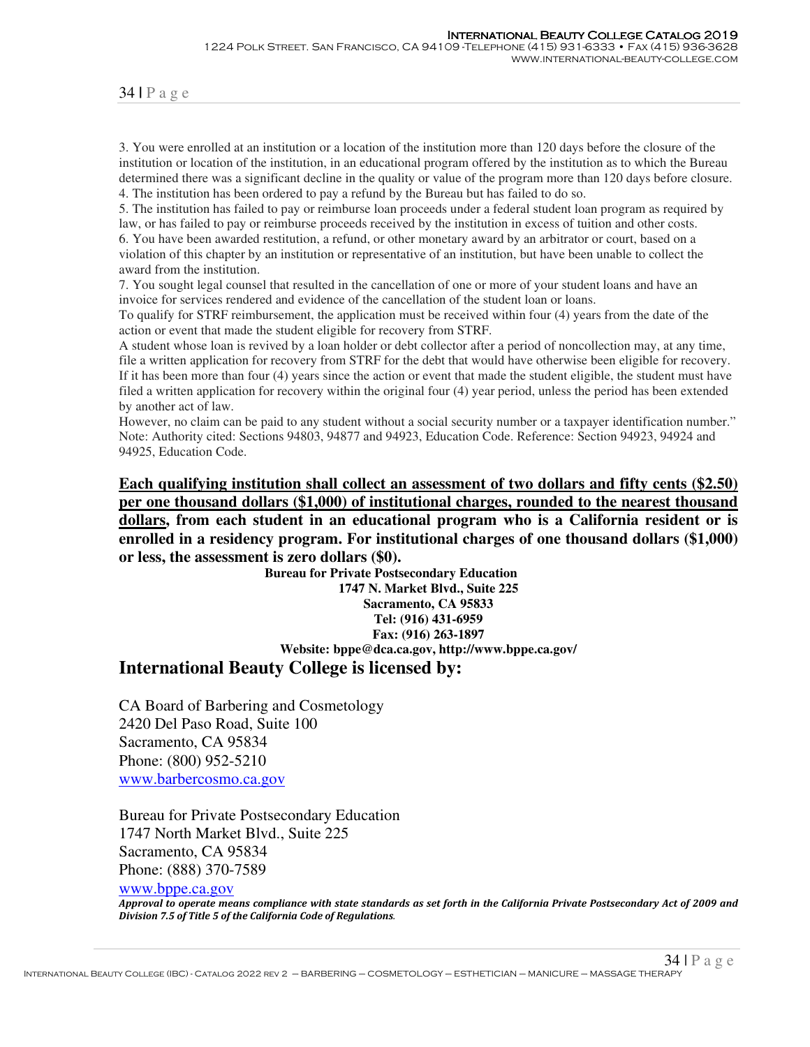3. You were enrolled at an institution or a location of the institution more than 120 days before the closure of the institution or location of the institution, in an educational program offered by the institution as to which the Bureau determined there was a significant decline in the quality or value of the program more than 120 days before closure.
4. The institution has been ordered to pay a refund by the Bureau but has failed to do so.
5. The institution has failed to pay or reimburse loan proceeds under a federal student loan program as required by law, or has failed to pay or reimburse proceeds received by the institution in excess of tuition and other costs.
6. You have been awarded restitution, a refund, or other monetary award by an arbitrator or court, based on a violation of this chapter by an institution or representative of an institution, but have been unable to collect the award from the institution.
7. You sought legal counsel that resulted in the cancellation of one or more of your student loans and have an invoice for services rendered and evidence of the cancellation of the student loan or loans.

To qualify for STRF reimbursement, the application must be received within four (4) years from the date of the action or event that made the student eligible for recovery from STRF.

A student whose loan is revived by a loan holder or debt collector after a period of noncollection may, at any time, file a written application for recovery from STRF for the debt that would have otherwise been eligible for recovery. If it has been more than four (4) years since the action or event that made the student eligible, the student must have filed a written application for recovery within the original four (4) year period, unless the period has been extended by another act of law.

However, no claim can be paid to any student without a social security number or a taxpayer identification number."
Note: Authority cited: Sections 94803, 94877 and 94923, Education Code. Reference: Section 94923, 94924 and 94925, Education Code.

**<u>Each qualifying institution shall collect an assessment of two dollars and fifty cents ($2.50) per one thousand dollars ($1,000) of institutional charges, rounded to the nearest thousand dollars</u>, from each student in an educational program who is a California resident or is enrolled in a residency program. For institutional charges of one thousand dollars ($1,000) or less, the assessment is zero dollars ($0).**

**Bureau for Private Postsecondary Education**
**1747 N. Market Blvd., Suite 225**
**Sacramento, CA 95833**
**Tel: (916) 431-6959**
**Fax: (916) 263-1897**
**Website: bppe@dca.ca.gov, http://www.bppe.ca.gov/**

## International Beauty College is licensed by:

CA Board of Barbering and Cosmetology
2420 Del Paso Road, Suite 100
Sacramento, CA 95834
Phone: (800) 952-5210
www.barbercosmo.ca.gov

Bureau for Private Postsecondary Education
1747 North Market Blvd., Suite 225
Sacramento, CA 95834
Phone: (888) 370-7589
www.bppe.ca.gov

***Approval to operate means compliance with state standards as set forth in the California Private Postsecondary Act of 2009 and Division 7.5 of Title 5 of the California Code of Regulations.***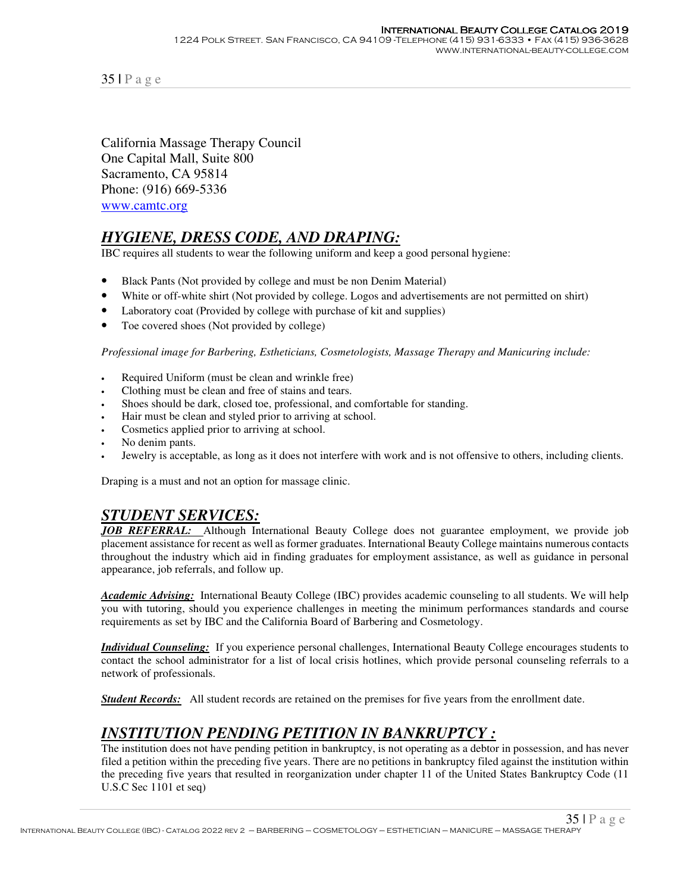California Massage Therapy Council
One Capital Mall, Suite 800
Sacramento, CA 95814
Phone: (916) 669-5336
www.camtc.org

## ***HYGIENE, DRESS CODE, AND DRAPING:***

IBC requires all students to wear the following uniform and keep a good personal hygiene:

- Black Pants (Not provided by college and must be non Denim Material)
- White or off-white shirt (Not provided by college. Logos and advertisements are not permitted on shirt)
- Laboratory coat (Provided by college with purchase of kit and supplies)
- Toe covered shoes (Not provided by college)

*Professional image for Barbering, Estheticians, Cosmetologists, Massage Therapy and Manicuring include:*

- Required Uniform (must be clean and wrinkle free)
- Clothing must be clean and free of stains and tears.
- Shoes should be dark, closed toe, professional, and comfortable for standing.
- Hair must be clean and styled prior to arriving at school.
- Cosmetics applied prior to arriving at school.
- No denim pants.
- Jewelry is acceptable, as long as it does not interfere with work and is not offensive to others, including clients.

Draping is a must and not an option for massage clinic.

## ***STUDENT SERVICES:***

***JOB REFERRAL:*** Although International Beauty College does not guarantee employment, we provide job placement assistance for recent as well as former graduates. International Beauty College maintains numerous contacts throughout the industry which aid in finding graduates for employment assistance, as well as guidance in personal appearance, job referrals, and follow up.

***Academic Advising:*** International Beauty College (IBC) provides academic counseling to all students. We will help you with tutoring, should you experience challenges in meeting the minimum performances standards and course requirements as set by IBC and the California Board of Barbering and Cosmetology.

***Individual Counseling:*** If you experience personal challenges, International Beauty College encourages students to contact the school administrator for a list of local crisis hotlines, which provide personal counseling referrals to a network of professionals.

***Student Records:*** All student records are retained on the premises for five years from the enrollment date.

## ***INSTITUTION PENDING PETITION IN BANKRUPTCY :***

The institution does not have pending petition in bankruptcy, is not operating as a debtor in possession, and has never filed a petition within the preceding five years. There are no petitions in bankruptcy filed against the institution within the preceding five years that resulted in reorganization under chapter 11 of the United States Bankruptcy Code (11 U.S.C Sec 1101 et seq)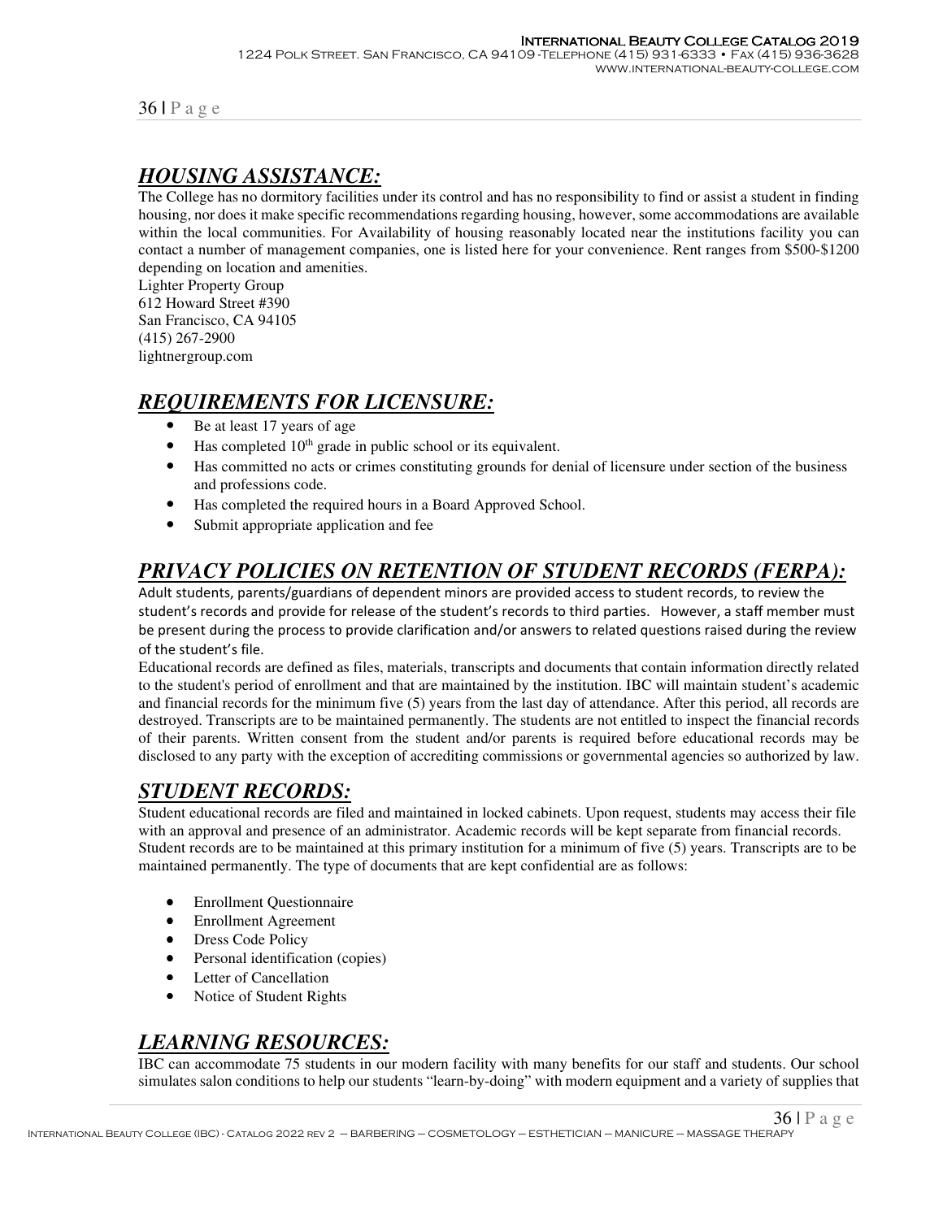## *HOUSING ASSISTANCE:*

The College has no dormitory facilities under its control and has no responsibility to find or assist a student in finding housing, nor does it make specific recommendations regarding housing, however, some accommodations are available within the local communities. For Availability of housing reasonably located near the institutions facility you can contact a number of management companies, one is listed here for your convenience. Rent ranges from $500-$1200 depending on location and amenities.

Lighter Property Group
612 Howard Street #390
San Francisco, CA 94105
(415) 267-2900
lightnergroup.com

## *REQUIREMENTS FOR LICENSURE:*

- Be at least 17 years of age
- Has completed 10th grade in public school or its equivalent.
- Has committed no acts or crimes constituting grounds for denial of licensure under section of the business and professions code.
- Has completed the required hours in a Board Approved School.
- Submit appropriate application and fee

## *PRIVACY POLICIES ON RETENTION OF STUDENT RECORDS (FERPA):*

Adult students, parents/guardians of dependent minors are provided access to student records, to review the student's records and provide for release of the student's records to third parties. However, a staff member must be present during the process to provide clarification and/or answers to related questions raised during the review of the student's file.

Educational records are defined as files, materials, transcripts and documents that contain information directly related to the student's period of enrollment and that are maintained by the institution. IBC will maintain student's academic and financial records for the minimum five (5) years from the last day of attendance. After this period, all records are destroyed. Transcripts are to be maintained permanently. The students are not entitled to inspect the financial records of their parents. Written consent from the student and/or parents is required before educational records may be disclosed to any party with the exception of accrediting commissions or governmental agencies so authorized by law.

## *STUDENT RECORDS:*

Student educational records are filed and maintained in locked cabinets. Upon request, students may access their file with an approval and presence of an administrator. Academic records will be kept separate from financial records. Student records are to be maintained at this primary institution for a minimum of five (5) years. Transcripts are to be maintained permanently. The type of documents that are kept confidential are as follows:

- Enrollment Questionnaire
- Enrollment Agreement
- Dress Code Policy
- Personal identification (copies)
- Letter of Cancellation
- Notice of Student Rights

## *LEARNING RESOURCES:*

IBC can accommodate 75 students in our modern facility with many benefits for our staff and students. Our school simulates salon conditions to help our students "learn-by-doing" with modern equipment and a variety of supplies that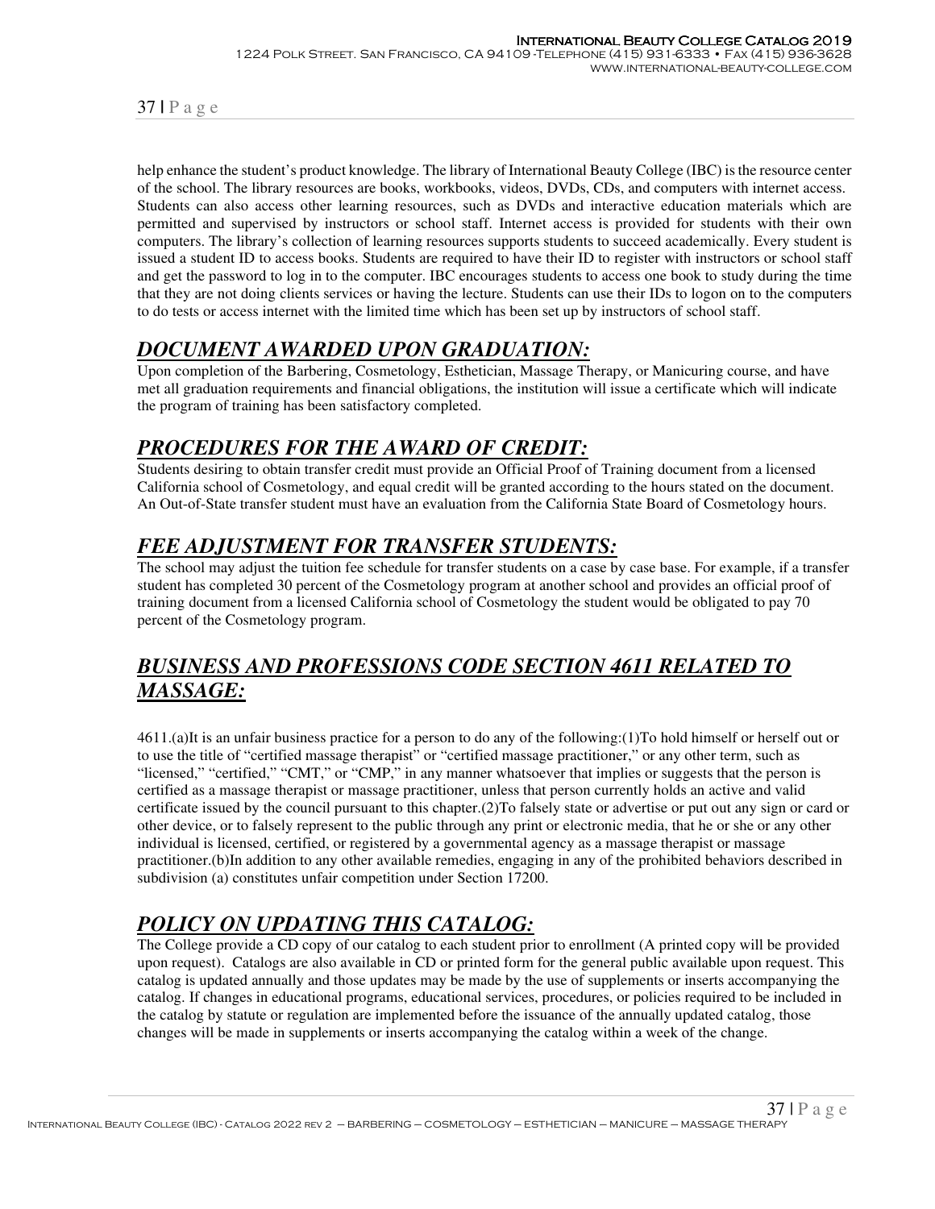help enhance the student's product knowledge. The library of International Beauty College (IBC) is the resource center of the school. The library resources are books, workbooks, videos, DVDs, CDs, and computers with internet access. Students can also access other learning resources, such as DVDs and interactive education materials which are permitted and supervised by instructors or school staff. Internet access is provided for students with their own computers. The library's collection of learning resources supports students to succeed academically. Every student is issued a student ID to access books. Students are required to have their ID to register with instructors or school staff and get the password to log in to the computer. IBC encourages students to access one book to study during the time that they are not doing clients services or having the lecture. Students can use their IDs to logon on to the computers to do tests or access internet with the limited time which has been set up by instructors of school staff.

## ***DOCUMENT AWARDED UPON GRADUATION:***

Upon completion of the Barbering, Cosmetology, Esthetician, Massage Therapy, or Manicuring course, and have met all graduation requirements and financial obligations, the institution will issue a certificate which will indicate the program of training has been satisfactory completed.

## ***PROCEDURES FOR THE AWARD OF CREDIT:***

Students desiring to obtain transfer credit must provide an Official Proof of Training document from a licensed California school of Cosmetology, and equal credit will be granted according to the hours stated on the document. An Out-of-State transfer student must have an evaluation from the California State Board of Cosmetology hours.

## ***FEE ADJUSTMENT FOR TRANSFER STUDENTS:***

The school may adjust the tuition fee schedule for transfer students on a case by case base. For example, if a transfer student has completed 30 percent of the Cosmetology program at another school and provides an official proof of training document from a licensed California school of Cosmetology the student would be obligated to pay 70 percent of the Cosmetology program.

## ***BUSINESS AND PROFESSIONS CODE SECTION 4611 RELATED TO MASSAGE:***

4611.(a)It is an unfair business practice for a person to do any of the following:(1)To hold himself or herself out or to use the title of "certified massage therapist" or "certified massage practitioner," or any other term, such as "licensed," "certified," "CMT," or "CMP," in any manner whatsoever that implies or suggests that the person is certified as a massage therapist or massage practitioner, unless that person currently holds an active and valid certificate issued by the council pursuant to this chapter.(2)To falsely state or advertise or put out any sign or card or other device, or to falsely represent to the public through any print or electronic media, that he or she or any other individual is licensed, certified, or registered by a governmental agency as a massage therapist or massage practitioner.(b)In addition to any other available remedies, engaging in any of the prohibited behaviors described in subdivision (a) constitutes unfair competition under Section 17200.

## ***POLICY ON UPDATING THIS CATALOG:***

The College provide a CD copy of our catalog to each student prior to enrollment (A printed copy will be provided upon request). Catalogs are also available in CD or printed form for the general public available upon request. This catalog is updated annually and those updates may be made by the use of supplements or inserts accompanying the catalog. If changes in educational programs, educational services, procedures, or policies required to be included in the catalog by statute or regulation are implemented before the issuance of the annually updated catalog, those changes will be made in supplements or inserts accompanying the catalog within a week of the change.